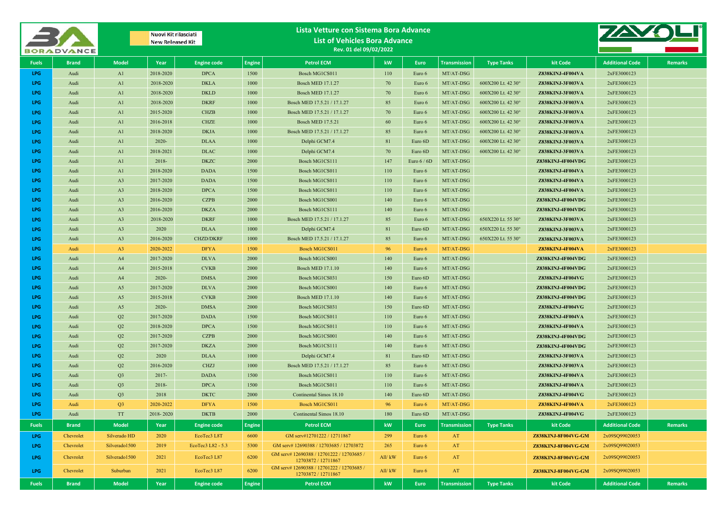# Lista Vetture con Sistema Bora Advance

## List of Vehicles Bora Advance

Rev. 01 del 09/02/2022

Nuovi Kit rilasciati
New Released Kit

| Fuels | Brand | Model | Year | Engine code | Engine | Petrol ECM | kW | Euro | Transmission | Type Tanks | kit Code | Additional Code | Remarks |
|---|---|---|---|---|---|---|---|---|---|---|---|---|---|
| LPG | Audi | A1 | 2018-2020 | DPCA | 1500 | Bosch MG1CS011 | 110 | Euro 6 | MT/AT-DSG | | Z838KINJ-4F004VA | 2xFE3000123 | |
| LPG | Audi | A1 | 2018-2020 | DKLA | 1000 | Bosch MED 17.1.27 | 70 | Euro 6 | MT/AT-DSG | 600X200 Lt. 42 30° | Z838KINJ-3F003VA | 2xFE3000123 | |
| LPG | Audi | A1 | 2018-2020 | DKLD | 1000 | Bosch MED 17.1.27 | 70 | Euro 6 | MT/AT-DSG | 600X200 Lt. 42 30° | Z838KINJ-3F003VA | 2xFE3000123 | |
| LPG | Audi | A1 | 2018-2020 | DKRF | 1000 | Bosch MED 17.5.21 / 17.1.27 | 85 | Euro 6 | MT/AT-DSG | 600X200 Lt. 42 30° | Z838KINJ-3F003VA | 2xFE3000123 | |
| LPG | Audi | A1 | 2015-2020 | CHZB | 1000 | Bosch MED 17.5.21 / 17.1.27 | 70 | Euro 6 | MT/AT-DSG | 600X200 Lt. 42 30° | Z838KINJ-3F003VA | 2xFE3000123 | |
| LPG | Audi | A1 | 2016-2018 | CHZE | 1000 | Bosch MED 17.5.21 | 60 | Euro 6 | MT/AT-DSG | 600X200 Lt. 42 30° | Z838KINJ-3F003VA | 2xFE3000123 | |
| LPG | Audi | A1 | 2018-2020 | DKJA | 1000 | Bosch MED 17.5.21 / 17.1.27 | 85 | Euro 6 | MT/AT-DSG | 600X200 Lt. 42 30° | Z838KINJ-3F003VA | 2xFE3000123 | |
| LPG | Audi | A1 | 2020- | DLAA | 1000 | Delphi GCM7.4 | 81 | Euro 6D | MT/AT-DSG | 600X200 Lt. 42 30° | Z838KINJ-3F003VA | 2xFE3000123 | |
| LPG | Audi | A1 | 2018-2021 | DLAC | 1000 | Delphi GCM7.4 | 70 | Euro 6D | MT/AT-DSG | 600X200 Lt. 42 30° | Z838KINJ-3F003VA | 2xFE3000123 | |
| LPG | Audi | A1 | 2018- | DKZC | 2000 | Bosch MG1CS111 | 147 | Euro 6 / 6D | MT/AT-DSG | | Z838KINJ-4F004VDG | 2xFE3000123 | |
| LPG | Audi | A1 | 2018-2020 | DADA | 1500 | Bosch MG1CS011 | 110 | Euro 6 | MT/AT-DSG | | Z838KINJ-4F004VA | 2xFE3000123 | |
| LPG | Audi | A3 | 2017-2020 | DADA | 1500 | Bosch MG1CS011 | 110 | Euro 6 | MT/AT-DSG | | Z838KINJ-4F004VA | 2xFE3000123 | |
| LPG | Audi | A3 | 2018-2020 | DPCA | 1500 | Bosch MG1CS011 | 110 | Euro 6 | MT/AT-DSG | | Z838KINJ-4F004VA | 2xFE3000123 | |
| LPG | Audi | A3 | 2016-2020 | CZPB | 2000 | Bosch MG1CS001 | 140 | Euro 6 | MT/AT-DSG | | Z838KINJ-4F004VDG | 2xFE3000123 | |
| LPG | Audi | A3 | 2016-2020 | DKZA | 2000 | Bosch MG1CS111 | 140 | Euro 6 | MT/AT-DSG | | Z838KINJ-4F004VDG | 2xFE3000123 | |
| LPG | Audi | A3 | 2018-2020 | DKRF | 1000 | Bosch MED 17.5.21 / 17.1.27 | 85 | Euro 6 | MT/AT-DSG | 650X220 Lt. 55 30° | Z838KINJ-3F003VA | 2xFE3000123 | |
| LPG | Audi | A3 | 2020 | DLAA | 1000 | Delphi GCM7.4 | 81 | Euro 6D | MT/AT-DSG | 650X220 Lt. 55 30° | Z838KINJ-3F003VA | 2xFE3000123 | |
| LPG | Audi | A3 | 2016-2020 | CHZD/DKRF | 1000 | Bosch MED 17.5.21 / 17.1.27 | 85 | Euro 6 | MT/AT-DSG | 650X220 Lt. 55 30° | Z838KINJ-3F003VA | 2xFE3000123 | |
| LPG | Audi | A3 | 2020-2022 | DFYA | 1500 | Bosch MG1CS011 | 96 | Euro 6 | MT/AT-DSG | | Z838KINJ-4F004VA | 2xFE3000123 | |
| LPG | Audi | A4 | 2017-2020 | DLVA | 2000 | Bosch MG1CS001 | 140 | Euro 6 | MT/AT-DSG | | Z838KINJ-4F004VDG | 2xFE3000123 | |
| LPG | Audi | A4 | 2015-2018 | CVKB | 2000 | Bosch MED 17.1.10 | 140 | Euro 6 | MT/AT-DSG | | Z838KINJ-4F004VDG | 2xFE3000123 | |
| LPG | Audi | A4 | 2020- | DMSA | 2000 | Bosch MG1CS031 | 150 | Euro 6D | MT/AT-DSG | | Z838KINJ-4F004VG | 2xFE3000123 | |
| LPG | Audi | A5 | 2017-2020 | DLVA | 2000 | Bosch MG1CS001 | 140 | Euro 6 | MT/AT-DSG | | Z838KINJ-4F004VDG | 2xFE3000123 | |
| LPG | Audi | A5 | 2015-2018 | CVKB | 2000 | Bosch MED 17.1.10 | 140 | Euro 6 | MT/AT-DSG | | Z838KINJ-4F004VDG | 2xFE3000123 | |
| LPG | Audi | A5 | 2020- | DMSA | 2000 | Bosch MG1CS031 | 150 | Euro 6D | MT/AT-DSG | | Z838KINJ-4F004VG | 2xFE3000123 | |
| LPG | Audi | Q2 | 2017-2020 | DADA | 1500 | Bosch MG1CS011 | 110 | Euro 6 | MT/AT-DSG | | Z838KINJ-4F004VA | 2xFE3000123 | |
| LPG | Audi | Q2 | 2018-2020 | DPCA | 1500 | Bosch MG1CS011 | 110 | Euro 6 | MT/AT-DSG | | Z838KINJ-4F004VA | 2xFE3000123 | |
| LPG | Audi | Q2 | 2017-2020 | CZPB | 2000 | Bosch MG1CS001 | 140 | Euro 6 | MT/AT-DSG | | Z838KINJ-4F004VDG | 2xFE3000123 | |
| LPG | Audi | Q2 | 2017-2020 | DKZA | 2000 | Bosch MG1CS111 | 140 | Euro 6 | MT/AT-DSG | | Z838KINJ-4F004VDG | 2xFE3000123 | |
| LPG | Audi | Q2 | 2020 | DLAA | 1000 | Delphi GCM7.4 | 81 | Euro 6D | MT/AT-DSG | | Z838KINJ-3F003VA | 2xFE3000123 | |
| LPG | Audi | Q2 | 2016-2020 | CHZJ | 1000 | Bosch MED 17.5.21 / 17.1.27 | 85 | Euro 6 | MT/AT-DSG | | Z838KINJ-3F003VA | 2xFE3000123 | |
| LPG | Audi | Q3 | 2017- | DADA | 1500 | Bosch MG1CS011 | 110 | Euro 6 | MT/AT-DSG | | Z838KINJ-4F004VA | 2xFE3000123 | |
| LPG | Audi | Q3 | 2018- | DPCA | 1500 | Bosch MG1CS011 | 110 | Euro 6 | MT/AT-DSG | | Z838KINJ-4F004VA | 2xFE3000123 | |
| LPG | Audi | Q3 | 2018 | DKTC | 2000 | Continental Simos 18.10 | 140 | Euro 6D | MT/AT-DSG | | Z838KINJ-4F004VG | 2xFE3000123 | |
| LPG | Audi | Q3 | 2020-2022 | DFYA | 1500 | Bosch MG1CS011 | 96 | Euro 6 | MT/AT-DSG | | Z838KINJ-4F004VA | 2xFE3000123 | |
| LPG | Audi | TT | 2018- 2020 | DKTB | 2000 | Continental Simos 18.10 | 180 | Euro 6D | MT/AT-DSG | | Z838KINJ-4F004VG | 2xFE3000123 | |
| **Fuels** | **Brand** | **Model** | **Year** | **Engine code** | **Engine** | **Petrol ECM** | **kW** | **Euro** | **Transmission** | **Type Tanks** | **kit Code** | **Additional Code** | **Remarks** |
| LPG | Chevrolet | Silverado HD | 2020 | EcoTec3 L8T | 6600 | GM serv#12701222 / 12711867 | 299 | Euro 6 | AT | | Z838KINJ-8F004VG-GM | 2x09SQ99020053 | |
| LPG | Chevrolet | Silverado1500 | 2019 | EcoTec3 L82 - 5.3 | 5300 | GM serv# 12690388 / 12703685 / 12703872 | 265 | Euro 6 | AT | | Z838KINJ-8F004VG-GM | 2x09SQ99020053 | |
| LPG | Chevrolet | Silverado1500 | 2021 | EcoTec3 L87 | 6200 | GM serv# 12690388 / 12701222 / 12703685 / 12703872 / 12711867 | All/ kW | Euro 6 | AT | | Z838KINJ-8F004VG-GM | 2x09SQ99020053 | |
| LPG | Chevrolet | Suburban | 2021 | EcoTec3 L87 | 6200 | GM serv# 12690388 / 12701222 / 12703685 / 12703872 / 12711867 | All/ kW | Euro 6 | AT | | Z838KINJ-8F004VG-GM | 2x09SQ99020053 | |
| **Fuels** | **Brand** | **Model** | **Year** | **Engine code** | **Engine** | **Petrol ECM** | **kW** | **Euro** | **Transmission** | **Type Tanks** | **kit Code** | **Additional Code** | **Remarks** |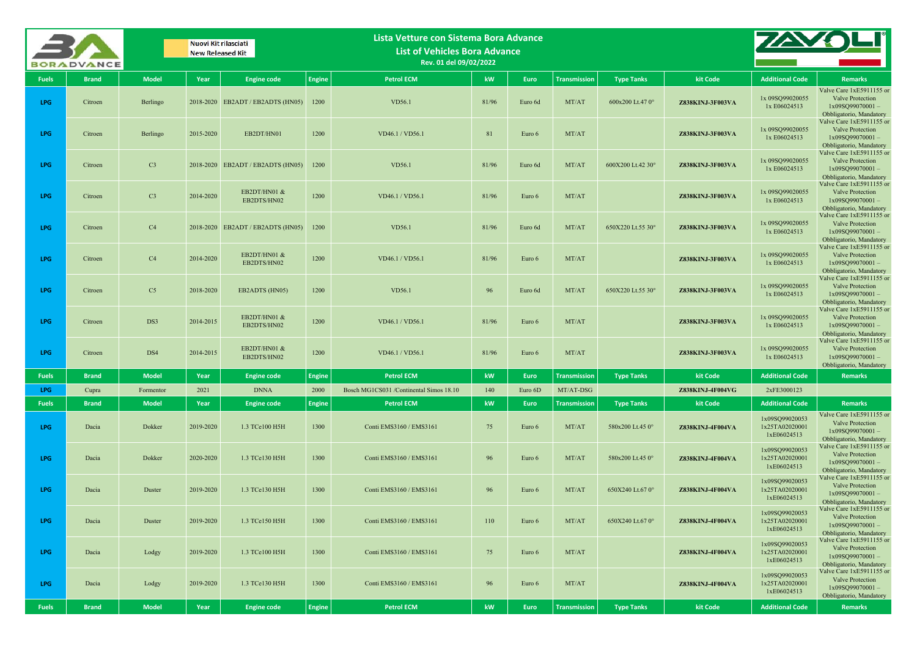# Lista Vetture con Sistema Bora Advance
## List of Vehicles Bora Advance
Rev. 01 del 09/02/2022

Nuovi Kit rilasciati
New Released Kit

| Fuels | Brand | Model | Year | Engine code | Engine | Petrol ECM | kW | Euro | Transmission | Type Tanks | kit Code | Additional Code | Remarks |
|---|---|---|---|---|---|---|---|---|---|---|---|---|---|
| LPG | Citroen | Berlingo | 2018-2020 | EB2ADT / EB2ADTS (HN05) | 1200 | VD56.1 | 81/96 | Euro 6d | MT/AT | 600x200 Lt.47 0° | Z838KINJ-3F003VA | 1x 09SQ99020055 1x E06024513 | Valve Care 1xE5911155 or Valve Protection 1x09SQ99070001 – Obbligatorio, Mandatory |
| LPG | Citroen | Berlingo | 2015-2020 | EB2DT/HN01 | 1200 | VD46.1 / VD56.1 | 81 | Euro 6 | MT/AT | | Z838KINJ-3F003VA | 1x 09SQ99020055 1x E06024513 | Valve Care 1xE5911155 or Valve Protection 1x09SQ99070001 – Obbligatorio, Mandatory |
| LPG | Citroen | C3 | 2018-2020 | EB2ADT / EB2ADTS (HN05) | 1200 | VD56.1 | 81/96 | Euro 6d | MT/AT | 600X200 Lt.42 30° | Z838KINJ-3F003VA | 1x 09SQ99020055 1x E06024513 | Valve Care 1xE5911155 or Valve Protection 1x09SQ99070001 – Obbligatorio, Mandatory |
| LPG | Citroen | C3 | 2014-2020 | EB2DT/HN01 & EB2DTS/HN02 | 1200 | VD46.1 / VD56.1 | 81/96 | Euro 6 | MT/AT | | Z838KINJ-3F003VA | 1x 09SQ99020055 1x E06024513 | Valve Care 1xE5911155 or Valve Protection 1x09SQ99070001 – Obbligatorio, Mandatory |
| LPG | Citroen | C4 | 2018-2020 | EB2ADT / EB2ADTS (HN05) | 1200 | VD56.1 | 81/96 | Euro 6d | MT/AT | 650X220 Lt.55 30° | Z838KINJ-3F003VA | 1x 09SQ99020055 1x E06024513 | Valve Care 1xE5911155 or Valve Protection 1x09SQ99070001 – Obbligatorio, Mandatory |
| LPG | Citroen | C4 | 2014-2020 | EB2DT/HN01 & EB2DTS/HN02 | 1200 | VD46.1 / VD56.1 | 81/96 | Euro 6 | MT/AT | | Z838KINJ-3F003VA | 1x 09SQ99020055 1x E06024513 | Valve Care 1xE5911155 or Valve Protection 1x09SQ99070001 – Obbligatorio, Mandatory |
| LPG | Citroen | C5 | 2018-2020 | EB2ADTS (HN05) | 1200 | VD56.1 | 96 | Euro 6d | MT/AT | 650X220 Lt.55 30° | Z838KINJ-3F003VA | 1x 09SQ99020055 1x E06024513 | Valve Care 1xE5911155 or Valve Protection 1x09SQ99070001 – Obbligatorio, Mandatory |
| LPG | Citroen | DS3 | 2014-2015 | EB2DT/HN01 & EB2DTS/HN02 | 1200 | VD46.1 / VD56.1 | 81/96 | Euro 6 | MT/AT | | Z838KINJ-3F003VA | 1x 09SQ99020055 1x E06024513 | Valve Care 1xE5911155 or Valve Protection 1x09SQ99070001 – Obbligatorio, Mandatory |
| LPG | Citroen | DS4 | 2014-2015 | EB2DT/HN01 & EB2DTS/HN02 | 1200 | VD46.1 / VD56.1 | 81/96 | Euro 6 | MT/AT | | Z838KINJ-3F003VA | 1x 09SQ99020055 1x E06024513 | Valve Care 1xE5911155 or Valve Protection 1x09SQ99070001 – Obbligatorio, Mandatory |
| **Fuels** | **Brand** | **Model** | **Year** | **Engine code** | **Engine** | **Petrol ECM** | **kW** | **Euro** | **Transmission** | **Type Tanks** | **kit Code** | **Additional Code** | **Remarks** |
| LPG | Cupra | Formentor | 2021 | DNNA | 2000 | Bosch MG1CS031 /Continental Simos 18.10 | 140 | Euro 6D | MT/AT-DSG | | Z838KINJ-4F004VG | 2xFE3000123 | |
| **Fuels** | **Brand** | **Model** | **Year** | **Engine code** | **Engine** | **Petrol ECM** | **kW** | **Euro** | **Transmission** | **Type Tanks** | **kit Code** | **Additional Code** | **Remarks** |
| LPG | Dacia | Dokker | 2019-2020 | 1.3 TCe100 H5H | 1300 | Conti EMS3160 / EMS3161 | 75 | Euro 6 | MT/AT | 580x200 Lt.45 0° | Z838KINJ-4F004VA | 1x09SQ99020053 1x25TA02020001 1xE06024513 | Valve Care 1xE5911155 or Valve Protection 1x09SQ99070001 – Obbligatorio, Mandatory |
| LPG | Dacia | Dokker | 2020-2020 | 1.3 TCe130 H5H | 1300 | Conti EMS3160 / EMS3161 | 96 | Euro 6 | MT/AT | 580x200 Lt.45 0° | Z838KINJ-4F004VA | 1x09SQ99020053 1x25TA02020001 1xE06024513 | Valve Care 1xE5911155 or Valve Protection 1x09SQ99070001 – Obbligatorio, Mandatory |
| LPG | Dacia | Duster | 2019-2020 | 1.3 TCe130 H5H | 1300 | Conti EMS3160 / EMS3161 | 96 | Euro 6 | MT/AT | 650X240 Lt.67 0° | Z838KINJ-4F004VA | 1x09SQ99020053 1x25TA02020001 1xE06024513 | Valve Care 1xE5911155 or Valve Protection 1x09SQ99070001 – Obbligatorio, Mandatory |
| LPG | Dacia | Duster | 2019-2020 | 1.3 TCe150 H5H | 1300 | Conti EMS3160 / EMS3161 | 110 | Euro 6 | MT/AT | 650X240 Lt.67 0° | Z838KINJ-4F004VA | 1x09SQ99020053 1x25TA02020001 1xE06024513 | Valve Care 1xE5911155 or Valve Protection 1x09SQ99070001 – Obbligatorio, Mandatory |
| LPG | Dacia | Lodgy | 2019-2020 | 1.3 TCe100 H5H | 1300 | Conti EMS3160 / EMS3161 | 75 | Euro 6 | MT/AT | | Z838KINJ-4F004VA | 1x09SQ99020053 1x25TA02020001 1xE06024513 | Valve Care 1xE5911155 or Valve Protection 1x09SQ99070001 – Obbligatorio, Mandatory |
| LPG | Dacia | Lodgy | 2019-2020 | 1.3 TCe130 H5H | 1300 | Conti EMS3160 / EMS3161 | 96 | Euro 6 | MT/AT | | Z838KINJ-4F004VA | 1x09SQ99020053 1x25TA02020001 1xE06024513 | Valve Care 1xE5911155 or Valve Protection 1x09SQ99070001 – Obbligatorio, Mandatory |
| **Fuels** | **Brand** | **Model** | **Year** | **Engine code** | **Engine** | **Petrol ECM** | **kW** | **Euro** | **Transmission** | **Type Tanks** | **kit Code** | **Additional Code** | **Remarks** |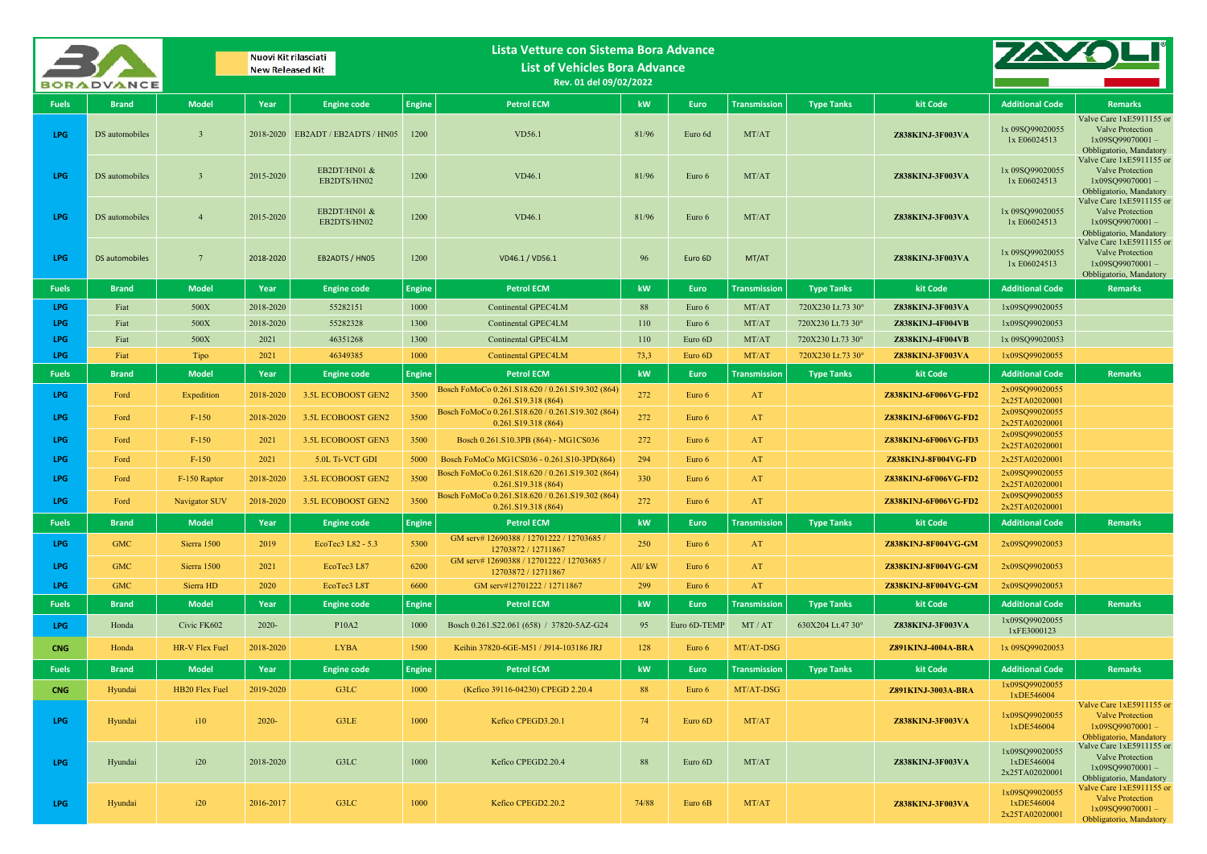# Lista Vetture con Sistema Bora Advance

## List of Vehicles Bora Advance

**Rev. 01 del 09/02/2022**

Nuovi Kit rilasciati
New Released Kit

| Fuels | Brand | Model | Year | Engine code | Engine | Petrol ECM | kW | Euro | Transmission | Type Tanks | kit Code | Additional Code | Remarks |
|---|---|---|---|---|---|---|---|---|---|---|---|---|---|
| LPG | DS automobiles | 3 | 2018-2020 | EB2ADT / EB2ADTS / HN05 | 1200 | VD56.1 | 81/96 | Euro 6d | MT/AT | | Z838KINJ-3F003VA | 1x 09SQ99020055 1x E06024513 | Valve Care 1xE5911155 or Valve Protection 1x09SQ99070001 – Obbligatorio, Mandatory |
| LPG | DS automobiles | 3 | 2015-2020 | EB2DT/HN01 & EB2DTS/HN02 | 1200 | VD46.1 | 81/96 | Euro 6 | MT/AT | | Z838KINJ-3F003VA | 1x 09SQ99020055 1x E06024513 | Valve Care 1xE5911155 or Valve Protection 1x09SQ99070001 – Obbligatorio, Mandatory |
| LPG | DS automobiles | 4 | 2015-2020 | EB2DT/HN01 & EB2DTS/HN02 | 1200 | VD46.1 | 81/96 | Euro 6 | MT/AT | | Z838KINJ-3F003VA | 1x 09SQ99020055 1x E06024513 | Valve Care 1xE5911155 or Valve Protection 1x09SQ99070001 – Obbligatorio, Mandatory |
| LPG | DS automobiles | 7 | 2018-2020 | EB2ADTS / HN05 | 1200 | VD46.1 / VD56.1 | 96 | Euro 6D | MT/AT | | Z838KINJ-3F003VA | 1x 09SQ99020055 1x E06024513 | Valve Care 1xE5911155 or Valve Protection 1x09SQ99070001 – Obbligatorio, Mandatory |
| **Fuels** | **Brand** | **Model** | **Year** | **Engine code** | **Engine** | **Petrol ECM** | **kW** | **Euro** | **Transmission** | **Type Tanks** | **kit Code** | **Additional Code** | **Remarks** |
| LPG | Fiat | 500X | 2018-2020 | 55282151 | 1000 | Continental GPEC4LM | 88 | Euro 6 | MT/AT | 720X230 Lt.73 30° | Z838KINJ-3F003VA | 1x09SQ99020055 | |
| LPG | Fiat | 500X | 2018-2020 | 55282328 | 1300 | Continental GPEC4LM | 110 | Euro 6 | MT/AT | 720X230 Lt.73 30° | Z838KINJ-4F004VB | 1x09SQ99020053 | |
| LPG | Fiat | 500X | 2021 | 46351268 | 1300 | Continental GPEC4LM | 110 | Euro 6D | MT/AT | 720X230 Lt.73 30° | Z838KINJ-4F004VB | 1x 09SQ99020053 | |
| LPG | Fiat | Tipo | 2021 | 46349385 | 1000 | Continental GPEC4LM | 73,3 | Euro 6D | MT/AT | 720X230 Lt.73 30° | Z838KINJ-3F003VA | 1x09SQ99020055 | |
| **Fuels** | **Brand** | **Model** | **Year** | **Engine code** | **Engine** | **Petrol ECM** | **kW** | **Euro** | **Transmission** | **Type Tanks** | **kit Code** | **Additional Code** | **Remarks** |
| LPG | Ford | Expedition | 2018-2020 | 3.5L ECOBOOST GEN2 | 3500 | Bosch FoMoCo 0.261.S18.620 / 0.261.S19.302 (864) 0.261.S19.318 (864) | 272 | Euro 6 | AT | | Z838KINJ-6F006VG-FD2 | 2x09SQ99020055 2x25TA02020001 | |
| LPG | Ford | F-150 | 2018-2020 | 3.5L ECOBOOST GEN2 | 3500 | Bosch FoMoCo 0.261.S18.620 / 0.261.S19.302 (864) 0.261.S19.318 (864) | 272 | Euro 6 | AT | | Z838KINJ-6F006VG-FD2 | 2x09SQ99020055 2x25TA02020001 | |
| LPG | Ford | F-150 | 2021 | 3.5L ECOBOOST GEN3 | 3500 | Bosch 0.261.S10.3PB (864) - MG1CS036 | 272 | Euro 6 | AT | | Z838KINJ-6F006VG-FD3 | 2x09SQ99020055 2x25TA02020001 | |
| LPG | Ford | F-150 | 2021 | 5.0L Ti-VCT GDI | 5000 | Bosch FoMoCo MG1CS036 - 0.261.S10-3PD(864) | 294 | Euro 6 | AT | | Z838KINJ-8F004VG-FD | 2x25TA02020001 | |
| LPG | Ford | F-150 Raptor | 2018-2020 | 3.5L ECOBOOST GEN2 | 3500 | Bosch FoMoCo 0.261.S18.620 / 0.261.S19.302 (864) 0.261.S19.318 (864) | 330 | Euro 6 | AT | | Z838KINJ-6F006VG-FD2 | 2x09SQ99020055 2x25TA02020001 | |
| LPG | Ford | Navigator SUV | 2018-2020 | 3.5L ECOBOOST GEN2 | 3500 | Bosch FoMoCo 0.261.S18.620 / 0.261.S19.302 (864) 0.261.S19.318 (864) | 272 | Euro 6 | AT | | Z838KINJ-6F006VG-FD2 | 2x09SQ99020055 2x25TA02020001 | |
| **Fuels** | **Brand** | **Model** | **Year** | **Engine code** | **Engine** | **Petrol ECM** | **kW** | **Euro** | **Transmission** | **Type Tanks** | **kit Code** | **Additional Code** | **Remarks** |
| LPG | GMC | Sierra 1500 | 2019 | EcoTec3 L82 - 5.3 | 5300 | GM serv# 12690388 / 12701222 / 12703685 / 12703872 / 12711867 | 250 | Euro 6 | AT | | Z838KINJ-8F004VG-GM | 2x09SQ99020055 | |
| LPG | GMC | Sierra 1500 | 2021 | EcoTec3 L87 | 6200 | GM serv# 12690388 / 12701222 / 12703685 / 12703872 / 12711867 | All/ kW | Euro 6 | AT | | Z838KINJ-8F004VG-GM | 2x09SQ99020053 | |
| LPG | GMC | Sierra HD | 2020 | EcoTec3 L8T | 6600 | GM serv#12701222 / 12711867 | 299 | Euro 6 | AT | | Z838KINJ-8F004VG-GM | 2x09SQ99020053 | |
| **Fuels** | **Brand** | **Model** | **Year** | **Engine code** | **Engine** | **Petrol ECM** | **kW** | **Euro** | **Transmission** | **Type Tanks** | **kit Code** | **Additional Code** | **Remarks** |
| LPG | Honda | Civic FK602 | 2020- | P10A2 | 1000 | Bosch 0.261.S22.061 (658) / 37820-5AZ-G24 | 95 | Euro 6D-TEMP | MT / AT | 630X204 Lt.47 30° | Z838KINJ-3F003VA | 1x09SQ99020055 1xFE3000123 | |
| CNG | Honda | HR-V Flex Fuel | 2018-2020 | LYBA | 1500 | Keihin 37820-6GE-M51 / J914-103186 JRJ | 128 | Euro 6 | MT/AT-DSG | | Z891KINJ-4004A-BRA | 1x 09SQ99020053 | |
| **Fuels** | **Brand** | **Model** | **Year** | **Engine code** | **Engine** | **Petrol ECM** | **kW** | **Euro** | **Transmission** | **Type Tanks** | **kit Code** | **Additional Code** | **Remarks** |
| CNG | Hyundai | HB20 Flex Fuel | 2019-2020 | G3LC | 1000 | (Kefico 39116-04230) CPEGD 2.20.4 | 88 | Euro 6 | MT/AT-DSG | | Z891KINJ-3003A-BRA | 1x09SQ99020055 1xDE546004 | |
| LPG | Hyundai | i10 | 2020- | G3LE | 1000 | Kefico CPEGD3.20.1 | 74 | Euro 6D | MT/AT | | Z838KINJ-3F003VA | 1x09SQ99020055 1xDE546004 | Valve Care 1xE5911155 or Valve Protection 1x09SQ99070001 – Obbligatorio, Mandatory |
| LPG | Hyundai | i20 | 2018-2020 | G3LC | 1000 | Kefico CPEGD2.20.4 | 88 | Euro 6D | MT/AT | | Z838KINJ-3F003VA | 1x09SQ99020055 1xDE546004 2x25TA02020001 | Valve Care 1xE5911155 or Valve Protection 1x09SQ99070001 – Obbligatorio, Mandatory |
| LPG | Hyundai | i20 | 2016-2017 | G3LC | 1000 | Kefico CPEGD2.20.2 | 74/88 | Euro 6B | MT/AT | | Z838KINJ-3F003VA | 1x09SQ99020055 1xDE546004 2x25TA02020001 | Valve Care 1xE5911155 or Valve Protection 1x09SQ99070001 – Obbligatorio, Mandatory |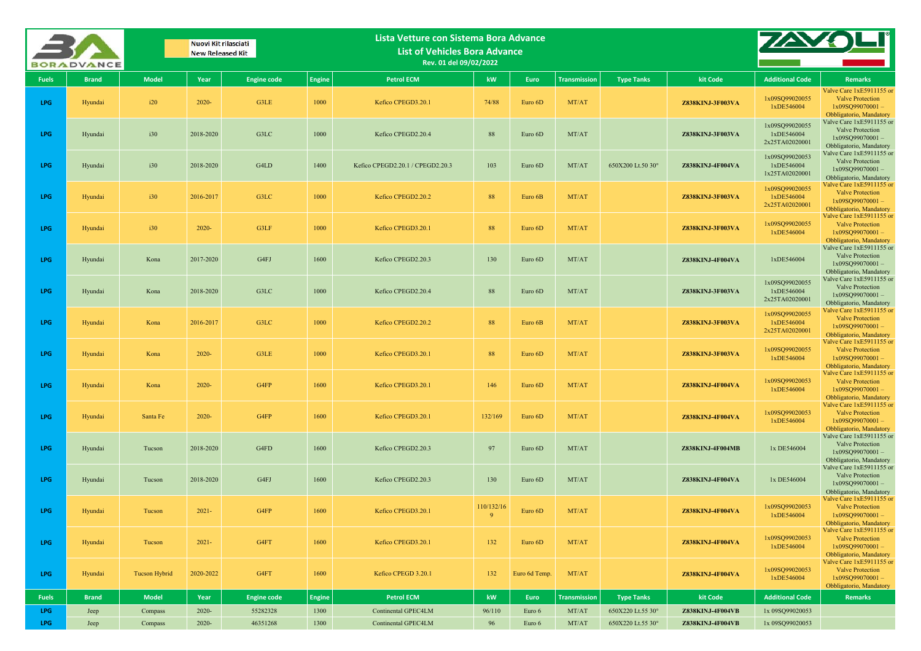Nuovi Kit rilasciati
New Released Kit

# Lista Vetture con Sistema Bora Advance
## List of Vehicles Bora Advance
Rev. 01 del 09/02/2022

| Fuels | Brand | Model | Year | Engine code | Engine | Petrol ECM | kW | Euro | Transmission | Type Tanks | kit Code | Additional Code | Remarks |
|---|---|---|---|---|---|---|---|---|---|---|---|---|---|
| LPG | Hyundai | i20 | 2020- | G3LE | 1000 | Kefico CPEGD3.20.1 | 74/88 | Euro 6D | MT/AT | | Z838KINJ-3F003VA | 1x09SQ99020055 1xDE546004 | Valve Care 1xE5911155 or Valve Protection 1x09SQ99070001 – Obbligatorio, Mandatory |
| LPG | Hyundai | i30 | 2018-2020 | G3LC | 1000 | Kefico CPEGD2.20.4 | 88 | Euro 6D | MT/AT | | Z838KINJ-3F003VA | 1x09SQ99020055 1xDE546004 2x25TA02020001 | Valve Care 1xE5911155 or Valve Protection 1x09SQ99070001 – Obbligatorio, Mandatory |
| LPG | Hyundai | i30 | 2018-2020 | G4LD | 1400 | Kefico CPEGD2.20.1 / CPEGD2.20.3 | 103 | Euro 6D | MT/AT | 650X200 Lt.50 30° | Z838KINJ-4F004VA | 1x09SQ99020053 1xDE546004 1x25TA02020001 | Valve Care 1xE5911155 or Valve Protection 1x09SQ99070001 – Obbligatorio, Mandatory |
| LPG | Hyundai | i30 | 2016-2017 | G3LC | 1000 | Kefico CPEGD2.20.2 | 88 | Euro 6B | MT/AT | | Z838KINJ-3F003VA | 1x09SQ99020055 1xDE546004 2x25TA02020001 | Valve Care 1xE5911155 or Valve Protection 1x09SQ99070001 – Obbligatorio, Mandatory |
| LPG | Hyundai | i30 | 2020- | G3LF | 1000 | Kefico CPEGD3.20.1 | 88 | Euro 6D | MT/AT | | Z838KINJ-3F003VA | 1x09SQ99020055 1xDE546004 | Valve Care 1xE5911155 or Valve Protection 1x09SQ99070001 – Obbligatorio, Mandatory |
| LPG | Hyundai | Kona | 2017-2020 | G4FJ | 1600 | Kefico CPEGD2.20.3 | 130 | Euro 6D | MT/AT | | Z838KINJ-4F004VA | 1xDE546004 | Valve Care 1xE5911155 or Valve Protection 1x09SQ99070001 – Obbligatorio, Mandatory |
| LPG | Hyundai | Kona | 2018-2020 | G3LC | 1000 | Kefico CPEGD2.20.4 | 88 | Euro 6D | MT/AT | | Z838KINJ-3F003VA | 1x09SQ99020055 1xDE546004 2x25TA02020001 | Valve Care 1xE5911155 or Valve Protection 1x09SQ99070001 – Obbligatorio, Mandatory |
| LPG | Hyundai | Kona | 2016-2017 | G3LC | 1000 | Kefico CPEGD2.20.2 | 88 | Euro 6B | MT/AT | | Z838KINJ-3F003VA | 1x09SQ99020055 1xDE546004 2x25TA02020001 | Valve Care 1xE5911155 or Valve Protection 1x09SQ99070001 – Obbligatorio, Mandatory |
| LPG | Hyundai | Kona | 2020- | G3LE | 1000 | Kefico CPEGD3.20.1 | 88 | Euro 6D | MT/AT | | Z838KINJ-3F003VA | 1x09SQ99020055 1xDE546004 | Valve Care 1xE5911155 or Valve Protection 1x09SQ99070001 – Obbligatorio, Mandatory |
| LPG | Hyundai | Kona | 2020- | G4FP | 1600 | Kefico CPEGD3.20.1 | 146 | Euro 6D | MT/AT | | Z838KINJ-4F004VA | 1x09SQ99020053 1xDE546004 | Valve Care 1xE5911155 or Valve Protection 1x09SQ99070001 – Obbligatorio, Mandatory |
| LPG | Hyundai | Santa Fe | 2020- | G4FP | 1600 | Kefico CPEGD3.20.1 | 132/169 | Euro 6D | MT/AT | | Z838KINJ-4F004VA | 1x09SQ99020053 1xDE546004 | Valve Care 1xE5911155 or Valve Protection 1x09SQ99070001 – Obbligatorio, Mandatory |
| LPG | Hyundai | Tucson | 2018-2020 | G4FD | 1600 | Kefico CPEGD2.20.3 | 97 | Euro 6D | MT/AT | | Z838KINJ-4F004MB | 1x DE546004 | Valve Care 1xE5911155 or Valve Protection 1x09SQ99070001 – Obbligatorio, Mandatory |
| LPG | Hyundai | Tucson | 2018-2020 | G4FJ | 1600 | Kefico CPEGD2.20.3 | 130 | Euro 6D | MT/AT | | Z838KINJ-4F004VA | 1x DE546004 | Valve Care 1xE5911155 or Valve Protection 1x09SQ99070001 – Obbligatorio, Mandatory |
| LPG | Hyundai | Tucson | 2021- | G4FP | 1600 | Kefico CPEGD3.20.1 | 110/132/169 | Euro 6D | MT/AT | | Z838KINJ-4F004VA | 1x09SQ99020053 1xDE546004 | Valve Care 1xE5911155 or Valve Protection 1x09SQ99070001 – Obbligatorio, Mandatory |
| LPG | Hyundai | Tucson | 2021- | G4FT | 1600 | Kefico CPEGD3.20.1 | 132 | Euro 6D | MT/AT | | Z838KINJ-4F004VA | 1x09SQ99020053 1xDE546004 | Valve Care 1xE5911155 or Valve Protection 1x09SQ99070001 – Obbligatorio, Mandatory |
| LPG | Hyundai | Tucson Hybrid | 2020-2022 | G4FT | 1600 | Kefico CPEGD 3.20.1 | 132 | Euro 6d Temp. | MT/AT | | Z838KINJ-4F004VA | 1x09SQ99020053 1xDE546004 | Valve Care 1xE5911155 or Valve Protection 1x09SQ99070001 – Obbligatorio, Mandatory |

| Fuels | Brand | Model | Year | Engine code | Engine | Petrol ECM | kW | Euro | Transmission | Type Tanks | kit Code | Additional Code | Remarks |
|---|---|---|---|---|---|---|---|---|---|---|---|---|---|
| LPG | Jeep | Compass | 2020- | 55282328 | 1300 | Continental GPEC4LM | 96/110 | Euro 6 | MT/AT | 650X220 Lt.55 30° | Z838KINJ-4F004VB | 1x 09SQ99020053 | |
| LPG | Jeep | Compass | 2020- | 46351268 | 1300 | Continental GPEC4LM | 96 | Euro 6 | MT/AT | 650X220 Lt.55 30° | Z838KINJ-4F004VB | 1x 09SQ99020053 | |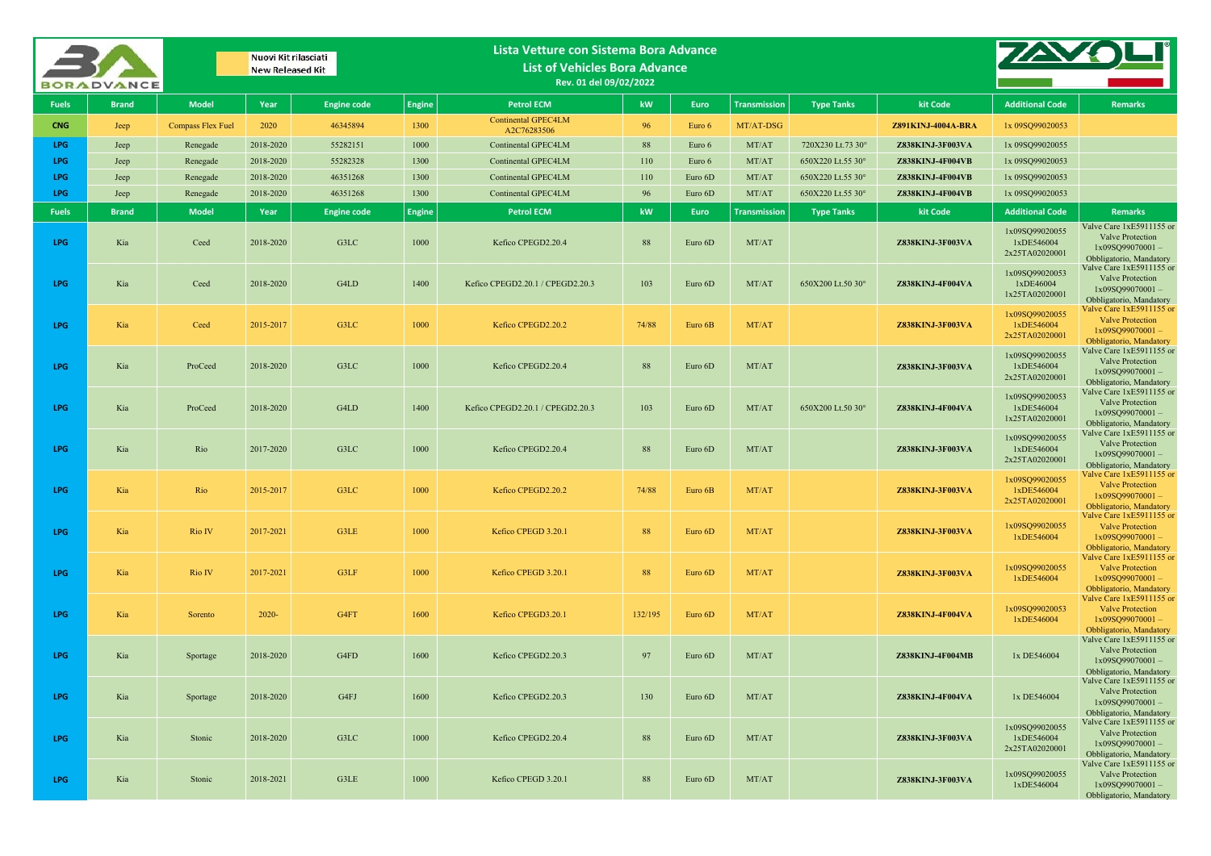# Lista Vetture con Sistema Bora Advance

## List of Vehicles Bora Advance

Rev. 01 del 09/02/2022

Nuovi Kit rilasciati
New Released Kit

| Fuels | Brand | Model | Year | Engine code | Engine | Petrol ECM | kW | Euro | Transmission | Type Tanks | kit Code | Additional Code | Remarks |
|---|---|---|---|---|---|---|---|---|---|---|---|---|---|
| CNG | Jeep | Compass Flex Fuel | 2020 | 46345894 | 1300 | Continental GPEC4LM A2C76283506 | 96 | Euro 6 | MT/AT-DSG | | Z891KINJ-4004A-BRA | 1x 09SQ99020053 | |
| LPG | Jeep | Renegade | 2018-2020 | 55282151 | 1000 | Continental GPEC4LM | 88 | Euro 6 | MT/AT | 720X230 Lt.73 30° | Z838KINJ-3F003VA | 1x 09SQ99020055 | |
| LPG | Jeep | Renegade | 2018-2020 | 55282328 | 1300 | Continental GPEC4LM | 110 | Euro 6 | MT/AT | 650X220 Lt.55 30° | Z838KINJ-4F004VB | 1x 09SQ99020053 | |
| LPG | Jeep | Renegade | 2018-2020 | 46351268 | 1300 | Continental GPEC4LM | 110 | Euro 6D | MT/AT | 650X220 Lt.55 30° | Z838KINJ-4F004VB | 1x 09SQ99020053 | |
| LPG | Jeep | Renegade | 2018-2020 | 46351268 | 1300 | Continental GPEC4LM | 96 | Euro 6D | MT/AT | 650X220 Lt.55 30° | Z838KINJ-4F004VB | 1x 09SQ99020053 | |

| Fuels | Brand | Model | Year | Engine code | Engine | Petrol ECM | kW | Euro | Transmission | Type Tanks | kit Code | Additional Code | Remarks |
|---|---|---|---|---|---|---|---|---|---|---|---|---|---|
| LPG | Kia | Ceed | 2018-2020 | G3LC | 1000 | Kefico CPEGD2.20.4 | 88 | Euro 6D | MT/AT | | Z838KINJ-3F003VA | 1x09SQ99020055 1xDE546004 2x25TA02020001 | Valve Care 1xE5911155 or Valve Protection 1x09SQ99070001 – Obbligatorio, Mandatory |
| LPG | Kia | Ceed | 2018-2020 | G4LD | 1400 | Kefico CPEGD2.20.1 / CPEGD2.20.3 | 103 | Euro 6D | MT/AT | 650X200 Lt.50 30° | Z838KINJ-4F004VA | 1x09SQ99020053 1xDE46004 1x25TA02020001 | Valve Care 1xE5911155 or Valve Protection 1x09SQ99070001 – Obbligatorio, Mandatory |
| LPG | Kia | Ceed | 2015-2017 | G3LC | 1000 | Kefico CPEGD2.20.2 | 74/88 | Euro 6B | MT/AT | | Z838KINJ-3F003VA | 1x09SQ99020055 1xDE546004 2x25TA02020001 | Valve Care 1xE5911155 or Valve Protection 1x09SQ99070001 – Obbligatorio, Mandatory |
| LPG | Kia | ProCeed | 2018-2020 | G3LC | 1000 | Kefico CPEGD2.20.4 | 88 | Euro 6D | MT/AT | | Z838KINJ-3F003VA | 1x09SQ99020055 1xDE546004 2x25TA02020001 | Valve Care 1xE5911155 or Valve Protection 1x09SQ99070001 – Obbligatorio, Mandatory |
| LPG | Kia | ProCeed | 2018-2020 | G4LD | 1400 | Kefico CPEGD2.20.1 / CPEGD2.20.3 | 103 | Euro 6D | MT/AT | 650X200 Lt.50 30° | Z838KINJ-4F004VA | 1x09SQ99020053 1xDE546004 1x25TA02020001 | Valve Care 1xE5911155 or Valve Protection 1x09SQ99070001 – Obbligatorio, Mandatory |
| LPG | Kia | Rio | 2017-2020 | G3LC | 1000 | Kefico CPEGD2.20.4 | 88 | Euro 6D | MT/AT | | Z838KINJ-3F003VA | 1x09SQ99020055 1xDE546004 2x25TA02020001 | Valve Care 1xE5911155 or Valve Protection 1x09SQ99070001 – Obbligatorio, Mandatory |
| LPG | Kia | Rio | 2015-2017 | G3LC | 1000 | Kefico CPEGD2.20.2 | 74/88 | Euro 6B | MT/AT | | Z838KINJ-3F003VA | 1x09SQ99020055 1xDE546004 2x25TA02020001 | Valve Care 1xE5911155 or Valve Protection 1x09SQ99070001 – Obbligatorio, Mandatory |
| LPG | Kia | Rio IV | 2017-2021 | G3LE | 1000 | Kefico CPEGD 3.20.1 | 88 | Euro 6D | MT/AT | | Z838KINJ-3F003VA | 1x09SQ99020055 1xDE546004 | Valve Care 1xE5911155 or Valve Protection 1x09SQ99070001 – Obbligatorio, Mandatory |
| LPG | Kia | Rio IV | 2017-2021 | G3LF | 1000 | Kefico CPEGD 3.20.1 | 88 | Euro 6D | MT/AT | | Z838KINJ-3F003VA | 1x09SQ99020055 1xDE546004 | Valve Care 1xE5911155 or Valve Protection 1x09SQ99070001 – Obbligatorio, Mandatory |
| LPG | Kia | Sorento | 2020- | G4FT | 1600 | Kefico CPEGD3.20.1 | 132/195 | Euro 6D | MT/AT | | Z838KINJ-4F004VA | 1x09SQ99020053 1xDE546004 | Valve Care 1xE5911155 or Valve Protection 1x09SQ99070001 – Obbligatorio, Mandatory |
| LPG | Kia | Sportage | 2018-2020 | G4FD | 1600 | Kefico CPEGD2.20.3 | 97 | Euro 6D | MT/AT | | Z838KINJ-4F004MB | 1x DE546004 | Valve Care 1xE5911155 or Valve Protection 1x09SQ99070001 – Obbligatorio, Mandatory |
| LPG | Kia | Sportage | 2018-2020 | G4FJ | 1600 | Kefico CPEGD2.20.3 | 130 | Euro 6D | MT/AT | | Z838KINJ-4F004VA | 1x DE546004 | Valve Care 1xE5911155 or Valve Protection 1x09SQ99070001 – Obbligatorio, Mandatory |
| LPG | Kia | Stonic | 2018-2020 | G3LC | 1000 | Kefico CPEGD2.20.4 | 88 | Euro 6D | MT/AT | | Z838KINJ-3F003VA | 1x09SQ99020055 1xDE546004 2x25TA02020001 | Valve Care 1xE5911155 or Valve Protection 1x09SQ99070001 – Obbligatorio, Mandatory |
| LPG | Kia | Stonic | 2018-2021 | G3LE | 1000 | Kefico CPEGD 3.20.1 | 88 | Euro 6D | MT/AT | | Z838KINJ-3F003VA | 1x09SQ99020055 1xDE546004 | Valve Care 1xE5911155 or Valve Protection 1x09SQ99070001 – Obbligatorio, Mandatory |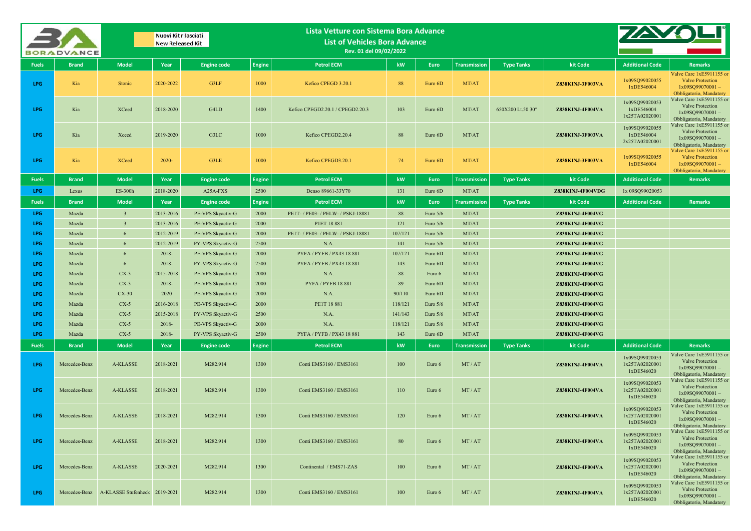Nuovi Kit rilasciati
New Released Kit

# Lista Vetture con Sistema Bora Advance
## List of Vehicles Bora Advance
Rev. 01 del 09/02/2022

| Fuels | Brand | Model | Year | Engine code | Engine | Petrol ECM | kW | Euro | Transmission | Type Tanks | kit Code | Additional Code | Remarks |
|---|---|---|---|---|---|---|---|---|---|---|---|---|---|
| LPG | Kia | Stonic | 2020-2022 | G3LF | 1000 | Kefico CPEGD 3.20.1 | 88 | Euro 6D | MT/AT | | Z838KINJ-3F003VA | 1x09SQ99020055 1xDE546004 | Valve Care 1xE5911155 or Valve Protection 1x09SQ99070001 – Obbligatorio, Mandatory |
| LPG | Kia | XCeed | 2018-2020 | G4LD | 1400 | Kefico CPEGD2.20.1 / CPEGD2.20.3 | 103 | Euro 6D | MT/AT | 650X200 Lt.50 30° | Z838KINJ-4F004VA | 1x09SQ99020053 1xDE546004 1x25TA02020001 | Valve Care 1xE5911155 or Valve Protection 1x09SQ99070001 – Obbligatorio, Mandatory |
| LPG | Kia | Xceed | 2019-2020 | G3LC | 1000 | Kefico CPEGD2.20.4 | 88 | Euro 6D | MT/AT | | Z838KINJ-3F003VA | 1x09SQ99020055 1xDE546004 2x25TA02020001 | Valve Care 1xE5911155 or Valve Protection 1x09SQ99070001 – Obbligatorio, Mandatory |
| LPG | Kia | XCeed | 2020- | G3LE | 1000 | Kefico CPEGD3.20.1 | 74 | Euro 6D | MT/AT | | Z838KINJ-3F003VA | 1x09SQ99020055 1xDE546004 | Valve Care 1xE5911155 or Valve Protection 1x09SQ99070001 – Obbligatorio, Mandatory |
| Fuels | Brand | Model | Year | Engine code | Engine | Petrol ECM | kW | Euro | Transmission | Type Tanks | kit Code | Additional Code | Remarks |
| LPG | Lexus | ES-300h | 2018-2020 | A25A-FXS | 2500 | Denso 89661-33Y70 | 131 | Euro 6D | MT/AT | | Z838KINJ-4F004VDG | 1x 09SQ99020053 | |
| Fuels | Brand | Model | Year | Engine code | Engine | Petrol ECM | kW | Euro | Transmission | Type Tanks | kit Code | Additional Code | Remarks |
| LPG | Mazda | 3 | 2013-2016 | PE-VPS Skyactiv-G | 2000 | PE1T- / PE03- / PELW- / PSKJ-18881 | 88 | Euro 5/6 | MT/AT | | Z838KINJ-4F004VG | | |
| LPG | Mazda | 3 | 2013-2016 | PE-VPS Skyactiv-G | 2000 | P1ET 18 881 | 121 | Euro 5/6 | MT/AT | | Z838KINJ-4F004VG | | |
| LPG | Mazda | 6 | 2012-2019 | PE-VPS Skyactiv-G | 2000 | PE1T- / PE03- / PELW- / PSKJ-18881 | 107/121 | Euro 5/6 | MT/AT | | Z838KINJ-4F004VG | | |
| LPG | Mazda | 6 | 2012-2019 | PY-VPS Skyactiv-G | 2500 | N.A. | 141 | Euro 5/6 | MT/AT | | Z838KINJ-4F004VG | | |
| LPG | Mazda | 6 | 2018- | PE-VPS Skyactiv-G | 2000 | PYFA / PYFB / PX43 18 881 | 107/121 | Euro 6D | MT/AT | | Z838KINJ-4F004VG | | |
| LPG | Mazda | 6 | 2018- | PY-VPS Skyactiv-G | 2500 | PYFA / PYFB / PX43 18 881 | 143 | Euro 6D | MT/AT | | Z838KINJ-4F004VG | | |
| LPG | Mazda | CX-3 | 2015-2018 | PE-VPS Skyactiv-G | 2000 | N.A. | 88 | Euro 6 | MT/AT | | Z838KINJ-4F004VG | | |
| LPG | Mazda | CX-3 | 2018- | PE-VPS Skyactiv-G | 2000 | PYFA / PYFB 18 881 | 89 | Euro 6D | MT/AT | | Z838KINJ-4F004VG | | |
| LPG | Mazda | CX-30 | 2020 | PE-VPS Skyactiv-G | 2000 | N.A. | 90/110 | Euro 6D | MT/AT | | Z838KINJ-4F004VG | | |
| LPG | Mazda | CX-5 | 2016-2018 | PE-VPS Skyactiv-G | 2000 | PE1T 18 881 | 118/121 | Euro 5/6 | MT/AT | | Z838KINJ-4F004VG | | |
| LPG | Mazda | CX-5 | 2015-2018 | PY-VPS Skyactiv-G | 2500 | N.A. | 141/143 | Euro 5/6 | MT/AT | | Z838KINJ-4F004VG | | |
| LPG | Mazda | CX-5 | 2018- | PE-VPS Skyactiv-G | 2000 | N.A. | 118/121 | Euro 5/6 | MT/AT | | Z838KINJ-4F004VG | | |
| LPG | Mazda | CX-5 | 2018- | PY-VPS Skyactiv-G | 2500 | PYFA / PYFB / PX43 18 881 | 143 | Euro 6D | MT/AT | | Z838KINJ-4F004VG | | |
| Fuels | Brand | Model | Year | Engine code | Engine | Petrol ECM | kW | Euro | Transmission | Type Tanks | kit Code | Additional Code | Remarks |
| LPG | Mercedes-Benz | A-KLASSE | 2018-2021 | M282.914 | 1300 | Conti EMS3160 / EMS3161 | 100 | Euro 6 | MT / AT | | Z838KINJ-4F004VA | 1x09SQ99020053 1x25TA02020001 1xDE546020 | Valve Care 1xE5911155 or Valve Protection 1x09SQ99070001 – Obbligatorio, Mandatory |
| LPG | Mercedes-Benz | A-KLASSE | 2018-2021 | M282.914 | 1300 | Conti EMS3160 / EMS3161 | 110 | Euro 6 | MT / AT | | Z838KINJ-4F004VA | 1x09SQ99020053 1x25TA02020001 1xDE546020 | Valve Care 1xE5911155 or Valve Protection 1x09SQ99070001 – Obbligatorio, Mandatory |
| LPG | Mercedes-Benz | A-KLASSE | 2018-2021 | M282.914 | 1300 | Conti EMS3160 / EMS3161 | 120 | Euro 6 | MT / AT | | Z838KINJ-4F004VA | 1x09SQ99020053 1x25TA02020001 1xDE546020 | Valve Care 1xE5911155 or Valve Protection 1x09SQ99070001 – Obbligatorio, Mandatory |
| LPG | Mercedes-Benz | A-KLASSE | 2018-2021 | M282.914 | 1300 | Conti EMS3160 / EMS3161 | 80 | Euro 6 | MT / AT | | Z838KINJ-4F004VA | 1x09SQ99020053 1x25TA02020001 1xDE546020 | Valve Care 1xE5911155 or Valve Protection 1x09SQ99070001 – Obbligatorio, Mandatory |
| LPG | Mercedes-Benz | A-KLASSE | 2020-2021 | M282.914 | 1300 | Continental / EMS71-ZAS | 100 | Euro 6 | MT / AT | | Z838KINJ-4F004VA | 1x09SQ99020053 1x25TA02020001 1xDE546020 | Valve Care 1xE5911155 or Valve Protection 1x09SQ99070001 – Obbligatorio, Mandatory |
| LPG | Mercedes-Benz | A-KLASSE Stufenheck | 2019-2021 | M282.914 | 1300 | Conti EMS3160 / EMS3161 | 100 | Euro 6 | MT / AT | | Z838KINJ-4F004VA | 1x09SQ99020053 1x25TA02020001 1xDE546020 | Valve Care 1xE5911155 or Valve Protection 1x09SQ99070001 – Obbligatorio, Mandatory |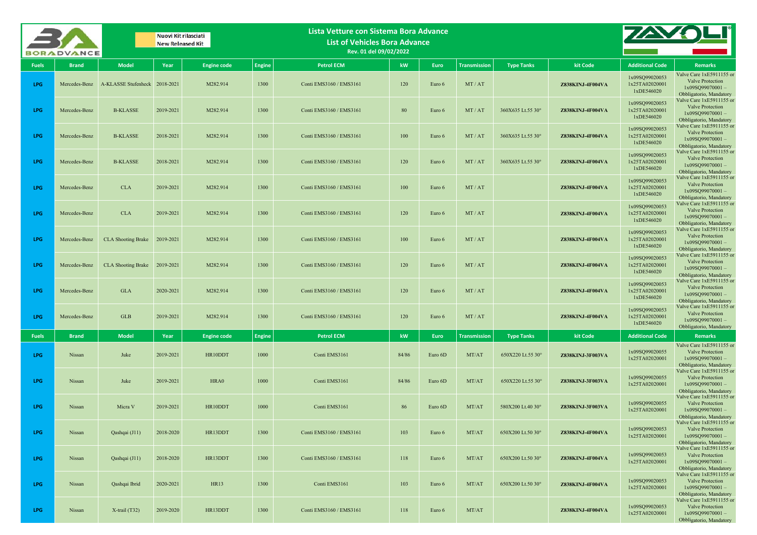# Lista Vetture con Sistema Bora Advance

## List of Vehicles Bora Advance

Rev. 01 del 09/02/2022

Nuovi Kit rilasciati
New Released Kit

| Fuels | Brand | Model | Year | Engine code | Engine | Petrol ECM | kW | Euro | Transmission | Type Tanks | kit Code | Additional Code | Remarks |
|---|---|---|---|---|---|---|---|---|---|---|---|---|---|
| LPG | Mercedes-Benz | A-KLASSE Stufenheck | 2018-2021 | M282.914 | 1300 | Conti EMS3160 / EMS3161 | 120 | Euro 6 | MT / AT | | Z838KINJ-4F004VA | 1x09SQ99020053 1x25TA02020001 1xDE546020 | Valve Care 1xE5911155 or Valve Protection 1x09SQ99070001 – Obbligatorio, Mandatory |
| LPG | Mercedes-Benz | B-KLASSE | 2019-2021 | M282.914 | 1300 | Conti EMS3160 / EMS3161 | 80 | Euro 6 | MT / AT | 360X635 Lt.55 30° | Z838KINJ-4F004VA | 1x09SQ99020053 1x25TA02020001 1xDE546020 | Valve Care 1xE5911155 or Valve Protection 1x09SQ99070001 – Obbligatorio, Mandatory |
| LPG | Mercedes-Benz | B-KLASSE | 2018-2021 | M282.914 | 1300 | Conti EMS3160 / EMS3161 | 100 | Euro 6 | MT / AT | 360X635 Lt.55 30° | Z838KINJ-4F004VA | 1x09SQ99020053 1x25TA02020001 1xDE546020 | Valve Care 1xE5911155 or Valve Protection 1x09SQ99070001 – Obbligatorio, Mandatory |
| LPG | Mercedes-Benz | B-KLASSE | 2018-2021 | M282.914 | 1300 | Conti EMS3160 / EMS3161 | 120 | Euro 6 | MT / AT | 360X635 Lt.55 30° | Z838KINJ-4F004VA | 1x09SQ99020053 1x25TA02020001 1xDE546020 | Valve Care 1xE5911155 or Valve Protection 1x09SQ99070001 – Obbligatorio, Mandatory |
| LPG | Mercedes-Benz | CLA | 2019-2021 | M282.914 | 1300 | Conti EMS3160 / EMS3161 | 100 | Euro 6 | MT / AT | | Z838KINJ-4F004VA | 1x09SQ99020053 1x25TA02020001 1xDE546020 | Valve Care 1xE5911155 or Valve Protection 1x09SQ99070001 – Obbligatorio, Mandatory |
| LPG | Mercedes-Benz | CLA | 2019-2021 | M282.914 | 1300 | Conti EMS3160 / EMS3161 | 120 | Euro 6 | MT / AT | | Z838KINJ-4F004VA | 1x09SQ99020053 1x25TA02020001 1xDE546020 | Valve Care 1xE5911155 or Valve Protection 1x09SQ99070001 – Obbligatorio, Mandatory |
| LPG | Mercedes-Benz | CLA Shooting Brake | 2019-2021 | M282.914 | 1300 | Conti EMS3160 / EMS3161 | 100 | Euro 6 | MT / AT | | Z838KINJ-4F004VA | 1x09SQ99020053 1x25TA02020001 1xDE546020 | Valve Care 1xE5911155 or Valve Protection 1x09SQ99070001 – Obbligatorio, Mandatory |
| LPG | Mercedes-Benz | CLA Shooting Brake | 2019-2021 | M282.914 | 1300 | Conti EMS3160 / EMS3161 | 120 | Euro 6 | MT / AT | | Z838KINJ-4F004VA | 1x09SQ99020053 1x25TA02020001 1xDE546020 | Valve Care 1xE5911155 or Valve Protection 1x09SQ99070001 – Obbligatorio, Mandatory |
| LPG | Mercedes-Benz | GLA | 2020-2021 | M282.914 | 1300 | Conti EMS3160 / EMS3161 | 120 | Euro 6 | MT / AT | | Z838KINJ-4F004VA | 1x09SQ99020053 1x25TA02020001 1xDE546020 | Valve Care 1xE5911155 or Valve Protection 1x09SQ99070001 – Obbligatorio, Mandatory |
| LPG | Mercedes-Benz | GLB | 2019-2021 | M282.914 | 1300 | Conti EMS3160 / EMS3161 | 120 | Euro 6 | MT / AT | | Z838KINJ-4F004VA | 1x09SQ99020053 1x25TA02020001 1xDE546020 | Valve Care 1xE5911155 or Valve Protection 1x09SQ99070001 – Obbligatorio, Mandatory |
| **Fuels** | **Brand** | **Model** | **Year** | **Engine code** | **Engine** | **Petrol ECM** | **kW** | **Euro** | **Transmission** | **Type Tanks** | **kit Code** | **Additional Code** | **Remarks** |
| LPG | Nissan | Juke | 2019-2021 | HR10DDT | 1000 | Conti EMS3161 | 84/86 | Euro 6D | MT/AT | 650X220 Lt.55 30° | Z838KINJ-3F003VA | 1x09SQ99020055 1x25TA02020001 | Valve Care 1xE5911155 or Valve Protection 1x09SQ99070001 – Obbligatorio, Mandatory |
| LPG | Nissan | Juke | 2019-2021 | HRA0 | 1000 | Conti EMS3161 | 84/86 | Euro 6D | MT/AT | 650X220 Lt.55 30° | Z838KINJ-3F003VA | 1x09SQ99020055 1x25TA02020001 | Valve Care 1xE5911155 or Valve Protection 1x09SQ99070001 – Obbligatorio, Mandatory |
| LPG | Nissan | Micra V | 2019-2021 | HR10DDT | 1000 | Conti EMS3161 | 86 | Euro 6D | MT/AT | 580X200 Lt.40 30° | Z838KINJ-3F003VA | 1x09SQ99020055 1x25TA02020001 | Valve Care 1xE5911155 or Valve Protection 1x09SQ99070001 – Obbligatorio, Mandatory |
| LPG | Nissan | Qashqai (J11) | 2018-2020 | HR13DDT | 1300 | Conti EMS3160 / EMS3161 | 103 | Euro 6 | MT/AT | 650X200 Lt.50 30° | Z838KINJ-4F004VA | 1x09SQ99020053 1x25TA02020001 | Valve Care 1xE5911155 or Valve Protection 1x09SQ99070001 – Obbligatorio, Mandatory |
| LPG | Nissan | Qashqai (J11) | 2018-2020 | HR13DDT | 1300 | Conti EMS3160 / EMS3161 | 118 | Euro 6 | MT/AT | 650X200 Lt.50 30° | Z838KINJ-4F004VA | 1x09SQ99020053 1x25TA02020001 | Valve Care 1xE5911155 or Valve Protection 1x09SQ99070001 – Obbligatorio, Mandatory |
| LPG | Nissan | Qashqai Ibrid | 2020-2021 | HR13 | 1300 | Conti EMS3161 | 103 | Euro 6 | MT/AT | 650X200 Lt.50 30° | Z838KINJ-4F004VA | 1x09SQ99020053 1x25TA02020001 | Valve Care 1xE5911155 or Valve Protection 1x09SQ99070001 – Obbligatorio, Mandatory |
| LPG | Nissan | X-trail (T32) | 2019-2020 | HR13DDT | 1300 | Conti EMS3160 / EMS3161 | 118 | Euro 6 | MT/AT | | Z838KINJ-4F004VA | 1x09SQ99020053 1x25TA02020001 | Valve Care 1xE5911155 or Valve Protection 1x09SQ99070001 – Obbligatorio, Mandatory |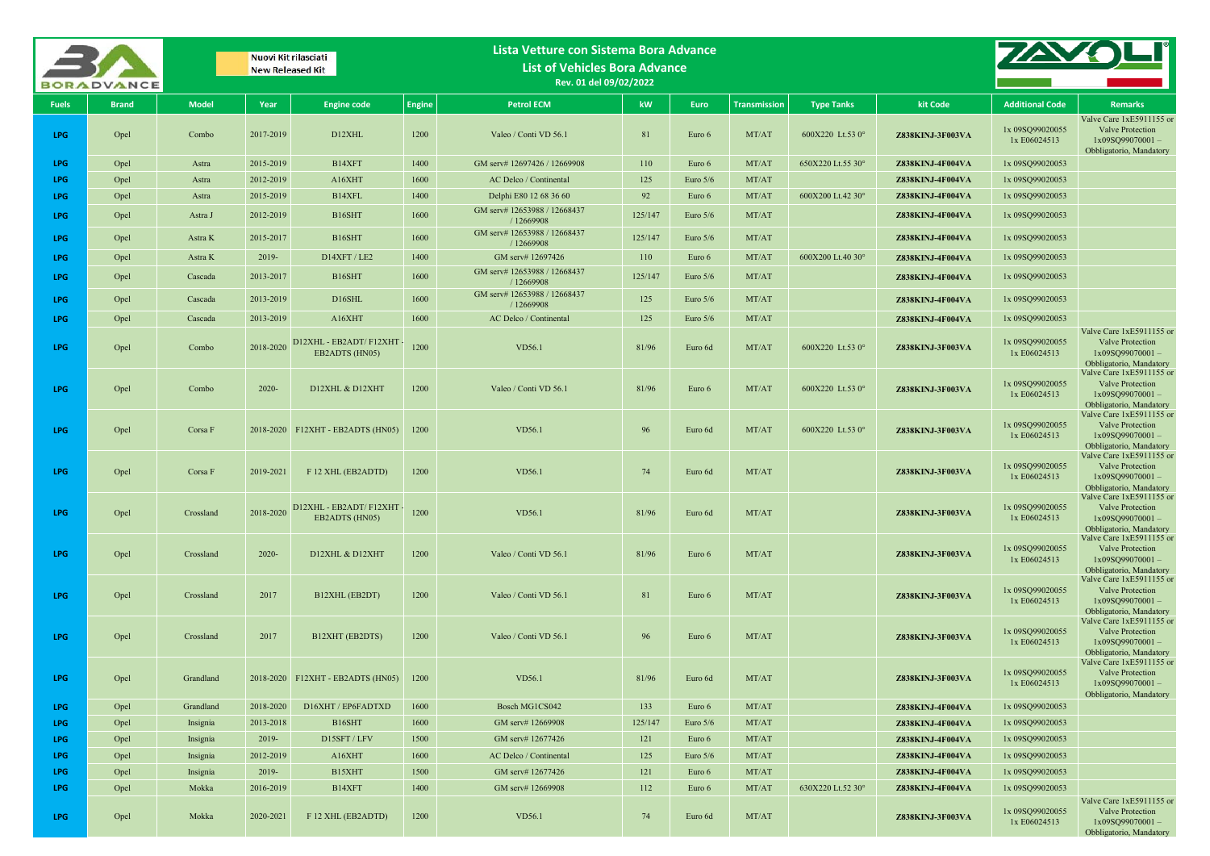# Lista Vetture con Sistema Bora Advance
## List of Vehicles Bora Advance
Rev. 01 del 09/02/2022

Nuovi Kit rilasciati
New Released Kit

| Fuels | Brand | Model | Year | Engine code | Engine | Petrol ECM | kW | Euro | Transmission | Type Tanks | kit Code | Additional Code | Remarks |
|---|---|---|---|---|---|---|---|---|---|---|---|---|---|
| LPG | Opel | Combo | 2017-2019 | D12XHL | 1200 | Valeo / Conti VD 56.1 | 81 | Euro 6 | MT/AT | 600X220 Lt.53 0° | Z838KINJ-3F003VA | 1x 09SQ99020055 1x E06024513 | Valve Care 1xE5911155 or Valve Protection 1x09SQ99070001 – Obbligatorio, Mandatory |
| LPG | Opel | Astra | 2015-2019 | B14XFT | 1400 | GM serv# 12697426 / 12669908 | 110 | Euro 6 | MT/AT | 650X220 Lt.55 30° | Z838KINJ-4F004VA | 1x 09SQ99020053 | |
| LPG | Opel | Astra | 2012-2019 | A16XHT | 1600 | AC Delco / Continental | 125 | Euro 5/6 | MT/AT | | Z838KINJ-4F004VA | 1x 09SQ99020053 | |
| LPG | Opel | Astra | 2015-2019 | B14XFL | 1400 | Delphi E80 12 68 36 60 | 92 | Euro 6 | MT/AT | 600X200 Lt.42 30° | Z838KINJ-4F004VA | 1x 09SQ99020053 | |
| LPG | Opel | Astra J | 2012-2019 | B16SHT | 1600 | GM serv# 12653988 / 12668437 / 12669908 | 125/147 | Euro 5/6 | MT/AT | | Z838KINJ-4F004VA | 1x 09SQ99020053 | |
| LPG | Opel | Astra K | 2015-2017 | B16SHT | 1600 | GM serv# 12653988 / 12668437 / 12669908 | 125/147 | Euro 5/6 | MT/AT | | Z838KINJ-4F004VA | 1x 09SQ99020053 | |
| LPG | Opel | Astra K | 2019- | D14XFT / LE2 | 1400 | GM serv# 12697426 | 110 | Euro 6 | MT/AT | 600X200 Lt.40 30° | Z838KINJ-4F004VA | 1x 09SQ99020053 | |
| LPG | Opel | Cascada | 2013-2017 | B16SHT | 1600 | GM serv# 12653988 / 12668437 / 12669908 | 125/147 | Euro 5/6 | MT/AT | | Z838KINJ-4F004VA | 1x 09SQ99020053 | |
| LPG | Opel | Cascada | 2013-2019 | D16SHL | 1600 | GM serv# 12653988 / 12668437 / 12669908 | 125 | Euro 5/6 | MT/AT | | Z838KINJ-4F004VA | 1x 09SQ99020053 | |
| LPG | Opel | Cascada | 2013-2019 | A16XHT | 1600 | AC Delco / Continental | 125 | Euro 5/6 | MT/AT | | Z838KINJ-4F004VA | 1x 09SQ99020053 | |
| LPG | Opel | Combo | 2018-2020 | D12XHL - EB2ADT/ F12XHT - EB2ADTS (HN05) | 1200 | VD56.1 | 81/96 | Euro 6d | MT/AT | 600X220 Lt.53 0° | Z838KINJ-3F003VA | 1x 09SQ99020055 1x E06024513 | Valve Care 1xE5911155 or Valve Protection 1x09SQ99070001 – Obbligatorio, Mandatory |
| LPG | Opel | Combo | 2020- | D12XHL & D12XHT | 1200 | Valeo / Conti VD 56.1 | 81/96 | Euro 6 | MT/AT | 600X220 Lt.53 0° | Z838KINJ-3F003VA | 1x 09SQ99020055 1x E06024513 | Valve Care 1xE5911155 or Valve Protection 1x09SQ99070001 – Obbligatorio, Mandatory |
| LPG | Opel | Corsa F | 2018-2020 | F12XHT - EB2ADTS (HN05) | 1200 | VD56.1 | 96 | Euro 6d | MT/AT | 600X220 Lt.53 0° | Z838KINJ-3F003VA | 1x 09SQ99020055 1x E06024513 | Valve Care 1xE5911155 or Valve Protection 1x09SQ99070001 – Obbligatorio, Mandatory |
| LPG | Opel | Corsa F | 2019-2021 | F 12 XHL (EB2ADTD) | 1200 | VD56.1 | 74 | Euro 6d | MT/AT | | Z838KINJ-3F003VA | 1x 09SQ99020055 1x E06024513 | Valve Care 1xE5911155 or Valve Protection 1x09SQ99070001 – Obbligatorio, Mandatory |
| LPG | Opel | Crossland | 2018-2020 | D12XHL - EB2ADT/ F12XHT - EB2ADTS (HN05) | 1200 | VD56.1 | 81/96 | Euro 6d | MT/AT | | Z838KINJ-3F003VA | 1x 09SQ99020055 1x E06024513 | Valve Care 1xE5911155 or Valve Protection 1x09SQ99070001 – Obbligatorio, Mandatory |
| LPG | Opel | Crossland | 2020- | D12XHL & D12XHT | 1200 | Valeo / Conti VD 56.1 | 81/96 | Euro 6 | MT/AT | | Z838KINJ-3F003VA | 1x 09SQ99020055 1x E06024513 | Valve Care 1xE5911155 or Valve Protection 1x09SQ99070001 – Obbligatorio, Mandatory |
| LPG | Opel | Crossland | 2017 | B12XHL (EB2DT) | 1200 | Valeo / Conti VD 56.1 | 81 | Euro 6 | MT/AT | | Z838KINJ-3F003VA | 1x 09SQ99020055 1x E06024513 | Valve Care 1xE5911155 or Valve Protection 1x09SQ99070001 – Obbligatorio, Mandatory |
| LPG | Opel | Crossland | 2017 | B12XHT (EB2DTS) | 1200 | Valeo / Conti VD 56.1 | 96 | Euro 6 | MT/AT | | Z838KINJ-3F003VA | 1x 09SQ99020055 1x E06024513 | Valve Care 1xE5911155 or Valve Protection 1x09SQ99070001 – Obbligatorio, Mandatory |
| LPG | Opel | Grandland | 2018-2020 | F12XHT - EB2ADTS (HN05) | 1200 | VD56.1 | 81/96 | Euro 6d | MT/AT | | Z838KINJ-3F003VA | 1x 09SQ99020055 1x E06024513 | Valve Care 1xE5911155 or Valve Protection 1x09SQ99070001 – Obbligatorio, Mandatory |
| LPG | Opel | Grandland | 2018-2020 | D16XHT / EP6FADTXD | 1600 | Bosch MG1CS042 | 133 | Euro 6 | MT/AT | | Z838KINJ-4F004VA | 1x 09SQ99020053 | |
| LPG | Opel | Insignia | 2013-2018 | B16SHT | 1600 | GM serv# 12669908 | 125/147 | Euro 5/6 | MT/AT | | Z838KINJ-4F004VA | 1x 09SQ99020053 | |
| LPG | Opel | Insignia | 2019- | D15SFT / LFV | 1500 | GM serv# 12677426 | 121 | Euro 6 | MT/AT | | Z838KINJ-4F004VA | 1x 09SQ99020053 | |
| LPG | Opel | Insignia | 2012-2019 | A16XHT | 1600 | AC Delco / Continental | 125 | Euro 5/6 | MT/AT | | Z838KINJ-4F004VA | 1x 09SQ99020053 | |
| LPG | Opel | Insignia | 2019- | B15XHT | 1500 | GM serv# 12677426 | 121 | Euro 6 | MT/AT | | Z838KINJ-4F004VA | 1x 09SQ99020053 | |
| LPG | Opel | Mokka | 2016-2019 | B14XFT | 1400 | GM serv# 12669908 | 112 | Euro 6 | MT/AT | 630X220 Lt.52 30° | Z838KINJ-4F004VA | 1x 09SQ99020053 | |
| LPG | Opel | Mokka | 2020-2021 | F 12 XHL (EB2ADTD) | 1200 | VD56.1 | 74 | Euro 6d | MT/AT | | Z838KINJ-3F003VA | 1x 09SQ99020055 1x E06024513 | Valve Care 1xE5911155 or Valve Protection 1x09SQ99070001 – Obbligatorio, Mandatory |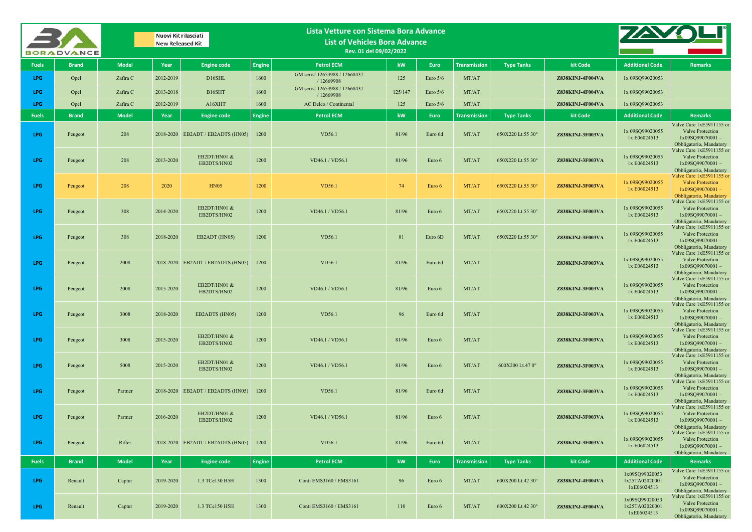# Lista Vetture con Sistema Bora Advance

## List of Vehicles Bora Advance

Rev. 01 del 09/02/2022

Nuovi Kit rilasciati / New Released Kit

| Fuels | Brand | Model | Year | Engine code | Engine | Petrol ECM | kW | Euro | Transmission | Type Tanks | kit Code | Additional Code | Remarks |
|---|---|---|---|---|---|---|---|---|---|---|---|---|---|
| LPG | Opel | Zafira C | 2012-2019 | D16SHL | 1600 | GM serv# 12653988 / 12668437 / 12669908 | 125 | Euro 5/6 | MT/AT | | Z838KINJ-4F004VA | 1x 09SQ99020053 | |
| LPG | Opel | Zafira C | 2013-2018 | B16SHT | 1600 | GM serv# 12653988 / 12668437 / 12669908 | 125/147 | Euro 5/6 | MT/AT | | Z838KINJ-4F004VA | 1x 09SQ99020053 | |
| LPG | Opel | Zafira C | 2012-2019 | A16XHT | 1600 | AC Delco / Continental | 125 | Euro 5/6 | MT/AT | | Z838KINJ-4F004VA | 1x 09SQ99020053 | |
| **Fuels** | **Brand** | **Model** | **Year** | **Engine code** | **Engine** | **Petrol ECM** | **kW** | **Euro** | **Transmission** | **Type Tanks** | **kit Code** | **Additional Code** | **Remarks** |
| LPG | Peugeot | 208 | 2018-2020 | EB2ADT / EB2ADTS (HN05) | 1200 | VD56.1 | 81/96 | Euro 6d | MT/AT | 650X220 Lt.55 30° | Z838KINJ-3F003VA | 1x 09SQ99020055 1x E06024513 | Valve Care 1xE5911155 or Valve Protection 1x09SQ99070001 – Obbligatorio, Mandatory |
| LPG | Peugeot | 208 | 2013-2020 | EB2DT/HN01 & EB2DTS/HN02 | 1200 | VD46.1 / VD56.1 | 81/96 | Euro 6 | MT/AT | 650X220 Lt.55 30° | Z838KINJ-3F003VA | 1x 09SQ99020055 1x E06024513 | Valve Care 1xE5911155 or Valve Protection 1x09SQ99070001 – Obbligatorio, Mandatory |
| LPG | Peugeot | 208 | 2020 | HN05 | 1200 | VD56.1 | 74 | Euro 6 | MT/AT | 650X220 Lt.55 30° | Z838KINJ-3F003VA | 1x 09SQ99020055 1x E06024513 | Valve Care 1xE5911155 or Valve Protection 1x09SQ99070001 – Obbligatorio, Mandatory |
| LPG | Peugeot | 308 | 2014-2020 | EB2DT/HN01 & EB2DTS/HN02 | 1200 | VD46.1 / VD56.1 | 81/96 | Euro 6 | MT/AT | 650X220 Lt.55 30° | Z838KINJ-3F003VA | 1x 09SQ99020055 1x E06024513 | Valve Care 1xE5911155 or Valve Protection 1x09SQ99070001 – Obbligatorio, Mandatory |
| LPG | Peugeot | 308 | 2018-2020 | EB2ADT (HN05) | 1200 | VD56.1 | 81 | Euro 6D | MT/AT | 650X220 Lt.55 30° | Z838KINJ-3F003VA | 1x 09SQ99020055 1x E06024513 | Valve Care 1xE5911155 or Valve Protection 1x09SQ99070001 – Obbligatorio, Mandatory |
| LPG | Peugeot | 2008 | 2018-2020 | EB2ADT / EB2ADTS (HN05) | 1200 | VD56.1 | 81/96 | Euro 6d | MT/AT | | Z838KINJ-3F003VA | 1x 09SQ99020055 1x E06024513 | Valve Care 1xE5911155 or Valve Protection 1x09SQ99070001 – Obbligatorio, Mandatory |
| LPG | Peugeot | 2008 | 2015-2020 | EB2DT/HN01 & EB2DTS/HN02 | 1200 | VD46.1 / VD56.1 | 81/96 | Euro 6 | MT/AT | | Z838KINJ-3F003VA | 1x 09SQ99020055 1x E06024513 | Valve Care 1xE5911155 or Valve Protection 1x09SQ99070001 – Obbligatorio, Mandatory |
| LPG | Peugeot | 3008 | 2018-2020 | EB2ADTS (HN05) | 1200 | VD56.1 | 96 | Euro 6d | MT/AT | | Z838KINJ-3F003VA | 1x 09SQ99020055 1x E06024513 | Valve Care 1xE5911155 or Valve Protection 1x09SQ99070001 – Obbligatorio, Mandatory |
| LPG | Peugeot | 3008 | 2015-2020 | EB2DT/HN01 & EB2DTS/HN02 | 1200 | VD46.1 / VD56.1 | 81/96 | Euro 6 | MT/AT | | Z838KINJ-3F003VA | 1x 09SQ99020055 1x E06024513 | Valve Care 1xE5911155 or Valve Protection 1x09SQ99070001 – Obbligatorio, Mandatory |
| LPG | Peugeot | 5008 | 2015-2020 | EB2DT/HN01 & EB2DTS/HN02 | 1200 | VD46.1 / VD56.1 | 81/96 | Euro 6 | MT/AT | 600X200 Lt.47 0° | Z838KINJ-3F003VA | 1x 09SQ99020055 1x E06024513 | Valve Care 1xE5911155 or Valve Protection 1x09SQ99070001 – Obbligatorio, Mandatory |
| LPG | Peugeot | Partner | 2018-2020 | EB2ADT / EB2ADTS (HN05) | 1200 | VD56.1 | 81/96 | Euro 6d | MT/AT | | Z838KINJ-3F003VA | 1x 09SQ99020055 1x E06024513 | Valve Care 1xE5911155 or Valve Protection 1x09SQ99070001 – Obbligatorio, Mandatory |
| LPG | Peugeot | Partner | 2016-2020 | EB2DT/HN01 & EB2DTS/HN02 | 1200 | VD46.1 / VD56.1 | 81/96 | Euro 6 | MT/AT | | Z838KINJ-3F003VA | 1x 09SQ99020055 1x E06024513 | Valve Care 1xE5911155 or Valve Protection 1x09SQ99070001 – Obbligatorio, Mandatory |
| LPG | Peugeot | Rifter | 2018-2020 | EB2ADT / EB2ADTS (HN05) | 1200 | VD56.1 | 81/96 | Euro 6d | MT/AT | | Z838KINJ-3F003VA | 1x 09SQ99020055 1x E06024513 | Valve Care 1xE5911155 or Valve Protection 1x09SQ99070001 – Obbligatorio, Mandatory |
| **Fuels** | **Brand** | **Model** | **Year** | **Engine code** | **Engine** | **Petrol ECM** | **kW** | **Euro** | **Transmission** | **Type Tanks** | **kit Code** | **Additional Code** | **Remarks** |
| LPG | Renault | Captur | 2019-2020 | 1.3 TCe130 H5H | 1300 | Conti EMS3160 / EMS3161 | 96 | Euro 6 | MT/AT | 600X200 Lt.42 30° | Z838KINJ-4F004VA | 1x09SQ99020053 1x25TA02020001 1xE06024513 | Valve Care 1xE5911155 or Valve Protection 1x09SQ99070001 – Obbligatorio, Mandatory |
| LPG | Renault | Captur | 2019-2020 | 1.3 TCe150 H5H | 1300 | Conti EMS3160 / EMS3161 | 110 | Euro 6 | MT/AT | 600X200 Lt.42 30° | Z838KINJ-4F004VA | 1x09SQ99020053 1x25TA02020001 1xE06024513 | Valve Care 1xE5911155 or Valve Protection 1x09SQ99070001 – Obbligatorio, Mandatory |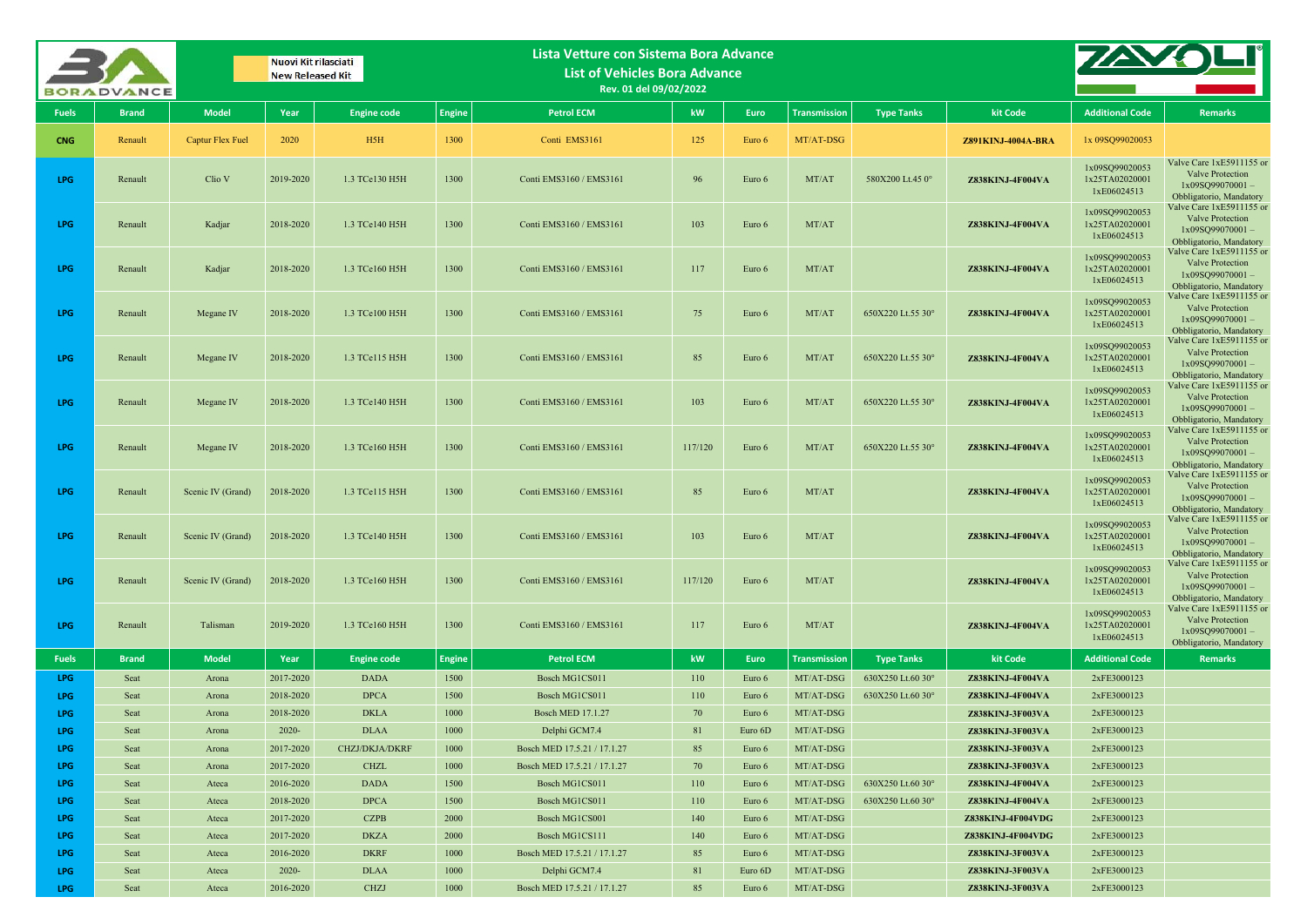# Lista Vetture con Sistema Bora Advance

## List of Vehicles Bora Advance

Rev. 01 del 09/02/2022

Nuovi Kit rilasciati
New Released Kit

| Fuels | Brand | Model | Year | Engine code | Engine | Petrol ECM | kW | Euro | Transmission | Type Tanks | kit Code | Additional Code | Remarks |
|---|---|---|---|---|---|---|---|---|---|---|---|---|---|
| CNG | Renault | Captur Flex Fuel | 2020 | H5H | 1300 | Conti EMS3161 | 125 | Euro 6 | MT/AT-DSG | | Z891KINJ-4004A-BRA | 1x 09SQ99020053 | |
| LPG | Renault | Clio V | 2019-2020 | 1.3 TCe130 H5H | 1300 | Conti EMS3160 / EMS3161 | 96 | Euro 6 | MT/AT | 580X200 Lt.45 0° | Z838KINJ-4F004VA | 1x09SQ99020053 1x25TA02020001 1xE06024513 | Valve Care 1xE5911155 or Valve Protection 1x09SQ99070001 – Obbligatorio, Mandatory |
| LPG | Renault | Kadjar | 2018-2020 | 1.3 TCe140 H5H | 1300 | Conti EMS3160 / EMS3161 | 103 | Euro 6 | MT/AT | | Z838KINJ-4F004VA | 1x09SQ99020053 1x25TA02020001 1xE06024513 | Valve Care 1xE5911155 or Valve Protection 1x09SQ99070001 – Obbligatorio, Mandatory |
| LPG | Renault | Kadjar | 2018-2020 | 1.3 TCe160 H5H | 1300 | Conti EMS3160 / EMS3161 | 117 | Euro 6 | MT/AT | | Z838KINJ-4F004VA | 1x09SQ99020053 1x25TA02020001 1xE06024513 | Valve Care 1xE5911155 or Valve Protection 1x09SQ99070001 – Obbligatorio, Mandatory |
| LPG | Renault | Megane IV | 2018-2020 | 1.3 TCe100 H5H | 1300 | Conti EMS3160 / EMS3161 | 75 | Euro 6 | MT/AT | 650X220 Lt.55 30° | Z838KINJ-4F004VA | 1x09SQ99020053 1x25TA02020001 1xE06024513 | Valve Care 1xE5911155 or Valve Protection 1x09SQ99070001 – Obbligatorio, Mandatory |
| LPG | Renault | Megane IV | 2018-2020 | 1.3 TCe115 H5H | 1300 | Conti EMS3160 / EMS3161 | 85 | Euro 6 | MT/AT | 650X220 Lt.55 30° | Z838KINJ-4F004VA | 1x09SQ99020053 1x25TA02020001 1xE06024513 | Valve Care 1xE5911155 or Valve Protection 1x09SQ99070001 – Obbligatorio, Mandatory |
| LPG | Renault | Megane IV | 2018-2020 | 1.3 TCe140 H5H | 1300 | Conti EMS3160 / EMS3161 | 103 | Euro 6 | MT/AT | 650X220 Lt.55 30° | Z838KINJ-4F004VA | 1x09SQ99020053 1x25TA02020001 1xE06024513 | Valve Care 1xE5911155 or Valve Protection 1x09SQ99070001 – Obbligatorio, Mandatory |
| LPG | Renault | Megane IV | 2018-2020 | 1.3 TCe160 H5H | 1300 | Conti EMS3160 / EMS3161 | 117/120 | Euro 6 | MT/AT | 650X220 Lt.55 30° | Z838KINJ-4F004VA | 1x09SQ99020053 1x25TA02020001 1xE06024513 | Valve Care 1xE5911155 or Valve Protection 1x09SQ99070001 – Obbligatorio, Mandatory |
| LPG | Renault | Scenic IV (Grand) | 2018-2020 | 1.3 TCe115 H5H | 1300 | Conti EMS3160 / EMS3161 | 85 | Euro 6 | MT/AT | | Z838KINJ-4F004VA | 1x09SQ99020053 1x25TA02020001 1xE06024513 | Valve Care 1xE5911155 or Valve Protection 1x09SQ99070001 – Obbligatorio, Mandatory |
| LPG | Renault | Scenic IV (Grand) | 2018-2020 | 1.3 TCe140 H5H | 1300 | Conti EMS3160 / EMS3161 | 103 | Euro 6 | MT/AT | | Z838KINJ-4F004VA | 1x09SQ99020053 1x25TA02020001 1xE06024513 | Valve Care 1xE5911155 or Valve Protection 1x09SQ99070001 – Obbligatorio, Mandatory |
| LPG | Renault | Scenic IV (Grand) | 2018-2020 | 1.3 TCe160 H5H | 1300 | Conti EMS3160 / EMS3161 | 117/120 | Euro 6 | MT/AT | | Z838KINJ-4F004VA | 1x09SQ99020053 1x25TA02020001 1xE06024513 | Valve Care 1xE5911155 or Valve Protection 1x09SQ99070001 – Obbligatorio, Mandatory |
| LPG | Renault | Talisman | 2019-2020 | 1.3 TCe160 H5H | 1300 | Conti EMS3160 / EMS3161 | 117 | Euro 6 | MT/AT | | Z838KINJ-4F004VA | 1x09SQ99020053 1x25TA02020001 1xE06024513 | Valve Care 1xE5911155 or Valve Protection 1x09SQ99070001 – Obbligatorio, Mandatory |
| **Fuels** | **Brand** | **Model** | **Year** | **Engine code** | **Engine** | **Petrol ECM** | **kW** | **Euro** | **Transmission** | **Type Tanks** | **kit Code** | **Additional Code** | **Remarks** |
| LPG | Seat | Arona | 2017-2020 | DADA | 1500 | Bosch MG1CS011 | 110 | Euro 6 | MT/AT-DSG | 630X250 Lt.60 30° | Z838KINJ-4F004VA | 2xFE3000123 | |
| LPG | Seat | Arona | 2018-2020 | DPCA | 1500 | Bosch MG1CS011 | 110 | Euro 6 | MT/AT-DSG | 630X250 Lt.60 30° | Z838KINJ-4F004VA | 2xFE3000123 | |
| LPG | Seat | Arona | 2018-2020 | DKLA | 1000 | Bosch MED 17.1.27 | 70 | Euro 6 | MT/AT-DSG | | Z838KINJ-3F003VA | 2xFE3000123 | |
| LPG | Seat | Arona | 2020- | DLAA | 1000 | Delphi GCM7.4 | 81 | Euro 6D | MT/AT-DSG | | Z838KINJ-3F003VA | 2xFE3000123 | |
| LPG | Seat | Arona | 2017-2020 | CHZJ/DKJA/DKRF | 1000 | Bosch MED 17.5.21 / 17.1.27 | 85 | Euro 6 | MT/AT-DSG | | Z838KINJ-3F003VA | 2xFE3000123 | |
| LPG | Seat | Arona | 2017-2020 | CHZL | 1000 | Bosch MED 17.5.21 / 17.1.27 | 70 | Euro 6 | MT/AT-DSG | | Z838KINJ-3F003VA | 2xFE3000123 | |
| LPG | Seat | Ateca | 2016-2020 | DADA | 1500 | Bosch MG1CS011 | 110 | Euro 6 | MT/AT-DSG | 630X250 Lt.60 30° | Z838KINJ-4F004VA | 2xFE3000123 | |
| LPG | Seat | Ateca | 2018-2020 | DPCA | 1500 | Bosch MG1CS011 | 110 | Euro 6 | MT/AT-DSG | 630X250 Lt.60 30° | Z838KINJ-4F004VA | 2xFE3000123 | |
| LPG | Seat | Ateca | 2017-2020 | CZPB | 2000 | Bosch MG1CS001 | 140 | Euro 6 | MT/AT-DSG | | Z838KINJ-4F004VDG | 2xFE3000123 | |
| LPG | Seat | Ateca | 2017-2020 | DKZA | 2000 | Bosch MG1CS111 | 140 | Euro 6 | MT/AT-DSG | | Z838KINJ-4F004VDG | 2xFE3000123 | |
| LPG | Seat | Ateca | 2016-2020 | DKRF | 1000 | Bosch MED 17.5.21 / 17.1.27 | 85 | Euro 6 | MT/AT-DSG | | Z838KINJ-3F003VA | 2xFE3000123 | |
| LPG | Seat | Ateca | 2020- | DLAA | 1000 | Delphi GCM7.4 | 81 | Euro 6D | MT/AT-DSG | | Z838KINJ-3F003VA | 2xFE3000123 | |
| LPG | Seat | Ateca | 2016-2020 | CHZJ | 1000 | Bosch MED 17.5.21 / 17.1.27 | 85 | Euro 6 | MT/AT-DSG | | Z838KINJ-3F003VA | 2xFE3000123 | |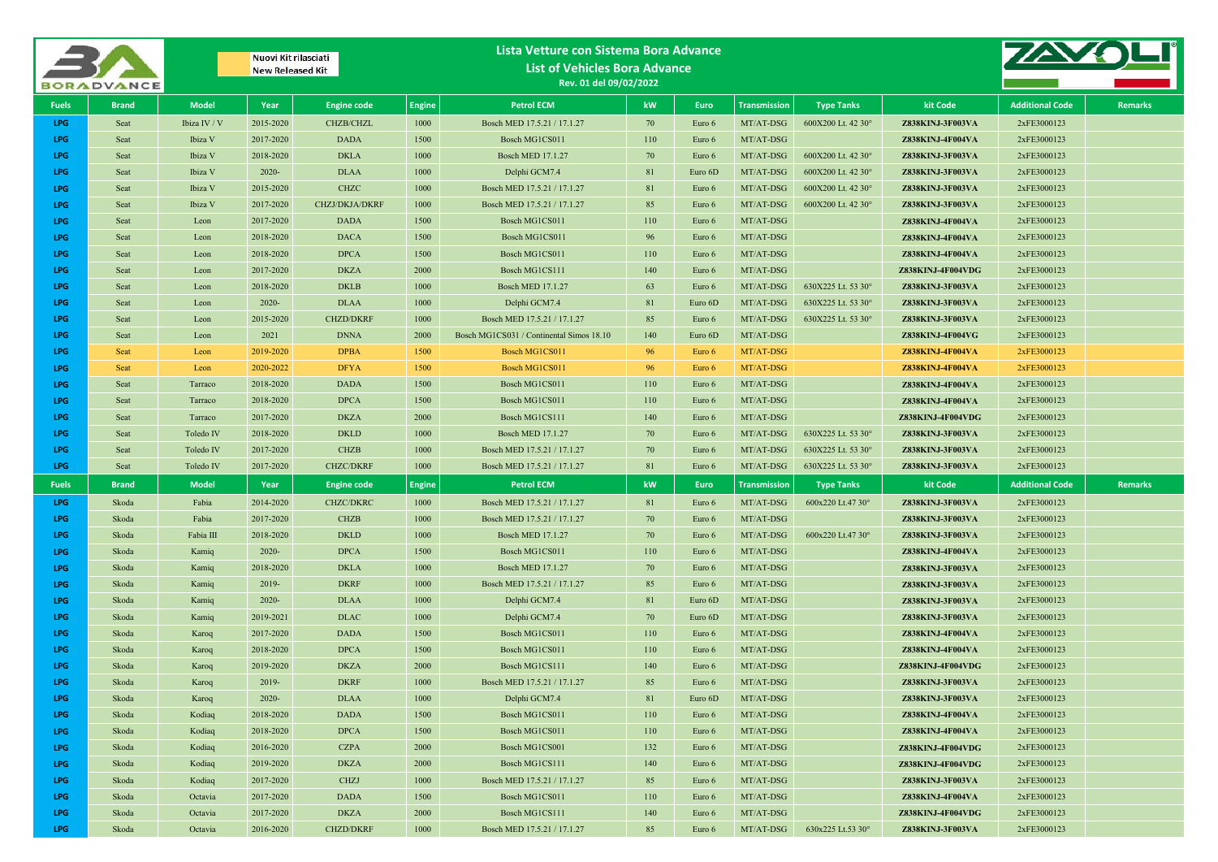Nuovi Kit rilasciati
New Released Kit

# Lista Vetture con Sistema Bora Advance

## List of Vehicles Bora Advance

Rev. 01 del 09/02/2022

| Fuels | Brand | Model | Year | Engine code | Engine | Petrol ECM | kW | Euro | Transmission | Type Tanks | kit Code | Additional Code | Remarks |
|---|---|---|---|---|---|---|---|---|---|---|---|---|---|
| LPG | Seat | Ibiza IV / V | 2015-2020 | CHZB/CHZL | 1000 | Bosch MED 17.5.21 / 17.1.27 | 70 | Euro 6 | MT/AT-DSG | 600X200 Lt. 42 30° | Z838KINJ-3F003VA | 2xFE3000123 | |
| LPG | Seat | Ibiza V | 2017-2020 | DADA | 1500 | Bosch MG1CS011 | 110 | Euro 6 | MT/AT-DSG | | Z838KINJ-4F004VA | 2xFE3000123 | |
| LPG | Seat | Ibiza V | 2018-2020 | DKLA | 1000 | Bosch MED 17.1.27 | 70 | Euro 6 | MT/AT-DSG | 600X200 Lt. 42 30° | Z838KINJ-3F003VA | 2xFE3000123 | |
| LPG | Seat | Ibiza V | 2020- | DLAA | 1000 | Delphi GCM7.4 | 81 | Euro 6D | MT/AT-DSG | 600X200 Lt. 42 30° | Z838KINJ-3F003VA | 2xFE3000123 | |
| LPG | Seat | Ibiza V | 2015-2020 | CHZC | 1000 | Bosch MED 17.5.21 / 17.1.27 | 81 | Euro 6 | MT/AT-DSG | 600X200 Lt. 42 30° | Z838KINJ-3F003VA | 2xFE3000123 | |
| LPG | Seat | Ibiza V | 2017-2020 | CHZJ/DKJA/DKRF | 1000 | Bosch MED 17.5.21 / 17.1.27 | 85 | Euro 6 | MT/AT-DSG | 600X200 Lt. 42 30° | Z838KINJ-3F003VA | 2xFE3000123 | |
| LPG | Seat | Leon | 2017-2020 | DADA | 1500 | Bosch MG1CS011 | 110 | Euro 6 | MT/AT-DSG | | Z838KINJ-4F004VA | 2xFE3000123 | |
| LPG | Seat | Leon | 2018-2020 | DACA | 1500 | Bosch MG1CS011 | 96 | Euro 6 | MT/AT-DSG | | Z838KINJ-4F004VA | 2xFE3000123 | |
| LPG | Seat | Leon | 2018-2020 | DPCA | 1500 | Bosch MG1CS011 | 110 | Euro 6 | MT/AT-DSG | | Z838KINJ-4F004VA | 2xFE3000123 | |
| LPG | Seat | Leon | 2017-2020 | DKZA | 2000 | Bosch MG1CS111 | 140 | Euro 6 | MT/AT-DSG | | Z838KINJ-4F004VDG | 2xFE3000123 | |
| LPG | Seat | Leon | 2018-2020 | DKLB | 1000 | Bosch MED 17.1.27 | 63 | Euro 6 | MT/AT-DSG | 630X225 Lt. 53 30° | Z838KINJ-3F003VA | 2xFE3000123 | |
| LPG | Seat | Leon | 2020- | DLAA | 1000 | Delphi GCM7.4 | 81 | Euro 6D | MT/AT-DSG | 630X225 Lt. 53 30° | Z838KINJ-3F003VA | 2xFE3000123 | |
| LPG | Seat | Leon | 2015-2020 | CHZD/DKRF | 1000 | Bosch MED 17.5.21 / 17.1.27 | 85 | Euro 6 | MT/AT-DSG | 630X225 Lt. 53 30° | Z838KINJ-3F003VA | 2xFE3000123 | |
| LPG | Seat | Leon | 2021 | DNNA | 2000 | Bosch MG1CS031 / Continental Simos 18.10 | 140 | Euro 6D | MT/AT-DSG | | Z838KINJ-4F004VG | 2xFE3000123 | |
| LPG | Seat | Leon | 2019-2020 | DPBA | 1500 | Bosch MG1CS011 | 96 | Euro 6 | MT/AT-DSG | | Z838KINJ-4F004VA | 2xFE3000123 | |
| LPG | Seat | Leon | 2020-2022 | DFYA | 1500 | Bosch MG1CS011 | 96 | Euro 6 | MT/AT-DSG | | Z838KINJ-4F004VA | 2xFE3000123 | |
| LPG | Seat | Tarraco | 2018-2020 | DADA | 1500 | Bosch MG1CS011 | 110 | Euro 6 | MT/AT-DSG | | Z838KINJ-4F004VA | 2xFE3000123 | |
| LPG | Seat | Tarraco | 2018-2020 | DPCA | 1500 | Bosch MG1CS011 | 110 | Euro 6 | MT/AT-DSG | | Z838KINJ-4F004VA | 2xFE3000123 | |
| LPG | Seat | Tarraco | 2017-2020 | DKZA | 2000 | Bosch MG1CS111 | 140 | Euro 6 | MT/AT-DSG | | Z838KINJ-4F004VDG | 2xFE3000123 | |
| LPG | Seat | Toledo IV | 2018-2020 | DKLD | 1000 | Bosch MED 17.1.27 | 70 | Euro 6 | MT/AT-DSG | 630X225 Lt. 53 30° | Z838KINJ-3F003VA | 2xFE3000123 | |
| LPG | Seat | Toledo IV | 2017-2020 | CHZB | 1000 | Bosch MED 17.5.21 / 17.1.27 | 70 | Euro 6 | MT/AT-DSG | 630X225 Lt. 53 30° | Z838KINJ-3F003VA | 2xFE3000123 | |
| LPG | Seat | Toledo IV | 2017-2020 | CHZC/DKRF | 1000 | Bosch MED 17.5.21 / 17.1.27 | 81 | Euro 6 | MT/AT-DSG | 630X225 Lt. 53 30° | Z838KINJ-3F003VA | 2xFE3000123 | |

| Fuels | Brand | Model | Year | Engine code | Engine | Petrol ECM | kW | Euro | Transmission | Type Tanks | kit Code | Additional Code | Remarks |
|---|---|---|---|---|---|---|---|---|---|---|---|---|---|
| LPG | Skoda | Fabia | 2014-2020 | CHZC/DKRC | 1000 | Bosch MED 17.5.21 / 17.1.27 | 81 | Euro 6 | MT/AT-DSG | 600x220 Lt.47 30° | Z838KINJ-3F003VA | 2xFE3000123 | |
| LPG | Skoda | Fabia | 2017-2020 | CHZB | 1000 | Bosch MED 17.5.21 / 17.1.27 | 70 | Euro 6 | MT/AT-DSG | | Z838KINJ-3F003VA | 2xFE3000123 | |
| LPG | Skoda | Fabia III | 2018-2020 | DKLD | 1000 | Bosch MED 17.1.27 | 70 | Euro 6 | MT/AT-DSG | 600x220 Lt.47 30° | Z838KINJ-3F003VA | 2xFE3000123 | |
| LPG | Skoda | Kamiq | 2020- | DPCA | 1500 | Bosch MG1CS011 | 110 | Euro 6 | MT/AT-DSG | | Z838KINJ-4F004VA | 2xFE3000123 | |
| LPG | Skoda | Kamiq | 2018-2020 | DKLA | 1000 | Bosch MED 17.1.27 | 70 | Euro 6 | MT/AT-DSG | | Z838KINJ-3F003VA | 2xFE3000123 | |
| LPG | Skoda | Kamiq | 2019- | DKRF | 1000 | Bosch MED 17.5.21 / 17.1.27 | 85 | Euro 6 | MT/AT-DSG | | Z838KINJ-3F003VA | 2xFE3000123 | |
| LPG | Skoda | Kamiq | 2020- | DLAA | 1000 | Delphi GCM7.4 | 81 | Euro 6D | MT/AT-DSG | | Z838KINJ-3F003VA | 2xFE3000123 | |
| LPG | Skoda | Kamiq | 2019-2021 | DLAC | 1000 | Delphi GCM7.4 | 70 | Euro 6D | MT/AT-DSG | | Z838KINJ-3F003VA | 2xFE3000123 | |
| LPG | Skoda | Karoq | 2017-2020 | DADA | 1500 | Bosch MG1CS011 | 110 | Euro 6 | MT/AT-DSG | | Z838KINJ-4F004VA | 2xFE3000123 | |
| LPG | Skoda | Karoq | 2018-2020 | DPCA | 1500 | Bosch MG1CS011 | 110 | Euro 6 | MT/AT-DSG | | Z838KINJ-4F004VA | 2xFE3000123 | |
| LPG | Skoda | Karoq | 2019-2020 | DKZA | 2000 | Bosch MG1CS111 | 140 | Euro 6 | MT/AT-DSG | | Z838KINJ-4F004VDG | 2xFE3000123 | |
| LPG | Skoda | Karoq | 2019- | DKRF | 1000 | Bosch MED 17.5.21 / 17.1.27 | 85 | Euro 6 | MT/AT-DSG | | Z838KINJ-3F003VA | 2xFE3000123 | |
| LPG | Skoda | Karoq | 2020- | DLAA | 1000 | Delphi GCM7.4 | 81 | Euro 6D | MT/AT-DSG | | Z838KINJ-3F003VA | 2xFE3000123 | |
| LPG | Skoda | Kodiaq | 2018-2020 | DADA | 1500 | Bosch MG1CS011 | 110 | Euro 6 | MT/AT-DSG | | Z838KINJ-4F004VA | 2xFE3000123 | |
| LPG | Skoda | Kodiaq | 2018-2020 | DPCA | 1500 | Bosch MG1CS011 | 110 | Euro 6 | MT/AT-DSG | | Z838KINJ-4F004VA | 2xFE3000123 | |
| LPG | Skoda | Kodiaq | 2016-2020 | CZPA | 2000 | Bosch MG1CS001 | 132 | Euro 6 | MT/AT-DSG | | Z838KINJ-4F004VDG | 2xFE3000123 | |
| LPG | Skoda | Kodiaq | 2019-2020 | DKZA | 2000 | Bosch MG1CS111 | 140 | Euro 6 | MT/AT-DSG | | Z838KINJ-4F004VDG | 2xFE3000123 | |
| LPG | Skoda | Kodiaq | 2017-2020 | CHZJ | 1000 | Bosch MED 17.5.21 / 17.1.27 | 85 | Euro 6 | MT/AT-DSG | | Z838KINJ-3F003VA | 2xFE3000123 | |
| LPG | Skoda | Octavia | 2017-2020 | DADA | 1500 | Bosch MG1CS011 | 110 | Euro 6 | MT/AT-DSG | | Z838KINJ-4F004VA | 2xFE3000123 | |
| LPG | Skoda | Octavia | 2017-2020 | DKZA | 2000 | Bosch MG1CS111 | 140 | Euro 6 | MT/AT-DSG | | Z838KINJ-4F004VDG | 2xFE3000123 | |
| LPG | Skoda | Octavia | 2016-2020 | CHZD/DKRF | 1000 | Bosch MED 17.5.21 / 17.1.27 | 85 | Euro 6 | MT/AT-DSG | 630x225 Lt.53 30° | Z838KINJ-3F003VA | 2xFE3000123 | |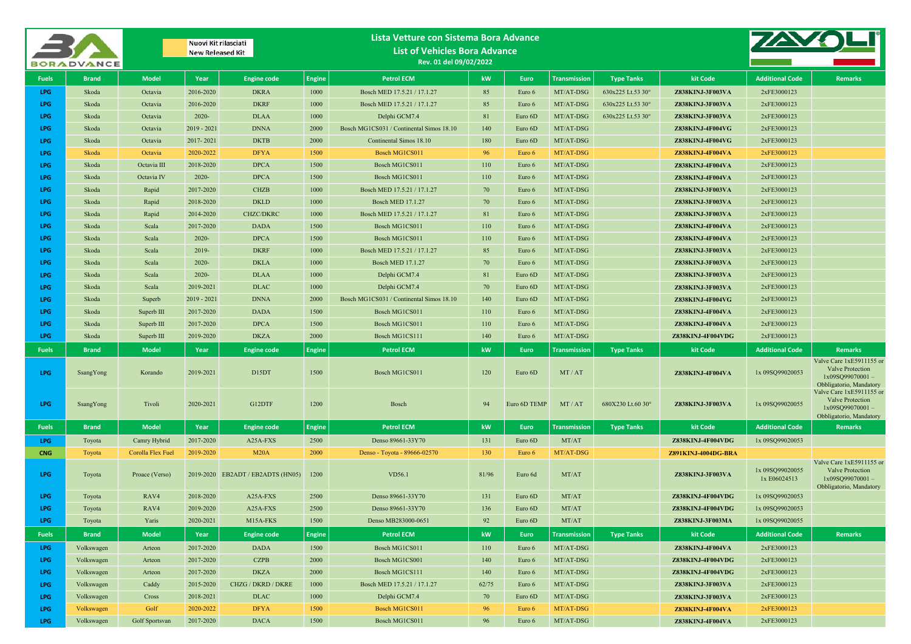Nuovi Kit rilasciati
New Released Kit

# Lista Vetture con Sistema Bora Advance
## List of Vehicles Bora Advance
Rev. 01 del 09/02/2022

| Fuels | Brand | Model | Year | Engine code | Engine | Petrol ECM | kW | Euro | Transmission | Type Tanks | kit Code | Additional Code | Remarks |
|---|---|---|---|---|---|---|---|---|---|---|---|---|---|
| LPG | Skoda | Octavia | 2016-2020 | DKRA | 1000 | Bosch MED 17.5.21 / 17.1.27 | 85 | Euro 6 | MT/AT-DSG | 630x225 Lt.53 30° | Z838KINJ-3F003VA | 2xFE3000123 | |
| LPG | Skoda | Octavia | 2016-2020 | DKRF | 1000 | Bosch MED 17.5.21 / 17.1.27 | 85 | Euro 6 | MT/AT-DSG | 630x225 Lt.53 30° | Z838KINJ-3F003VA | 2xFE3000123 | |
| LPG | Skoda | Octavia | 2020- | DLAA | 1000 | Delphi GCM7.4 | 81 | Euro 6D | MT/AT-DSG | 630x225 Lt.53 30° | Z838KINJ-3F003VA | 2xFE3000123 | |
| LPG | Skoda | Octavia | 2019 - 2021 | DNNA | 2000 | Bosch MG1CS031 / Continental Simos 18.10 | 140 | Euro 6D | MT/AT-DSG | | Z838KINJ-4F004VG | 2xFE3000123 | |
| LPG | Skoda | Octavia | 2017- 2021 | DKTB | 2000 | Continental Simos 18.10 | 180 | Euro 6D | MT/AT-DSG | | Z838KINJ-4F004VG | 2xFE3000123 | |
| LPG | Skoda | Octavia | 2020-2022 | DFYA | 1500 | Bosch MG1CS011 | 96 | Euro 6 | MT/AT-DSG | | Z838KINJ-4F004VA | 2xFE3000123 | |
| LPG | Skoda | Octavia III | 2018-2020 | DPCA | 1500 | Bosch MG1CS011 | 110 | Euro 6 | MT/AT-DSG | | Z838KINJ-4F004VA | 2xFE3000123 | |
| LPG | Skoda | Octavia IV | 2020- | DPCA | 1500 | Bosch MG1CS011 | 110 | Euro 6 | MT/AT-DSG | | Z838KINJ-4F004VA | 2xFE3000123 | |
| LPG | Skoda | Rapid | 2017-2020 | CHZB | 1000 | Bosch MED 17.5.21 / 17.1.27 | 70 | Euro 6 | MT/AT-DSG | | Z838KINJ-3F003VA | 2xFE3000123 | |
| LPG | Skoda | Rapid | 2018-2020 | DKLD | 1000 | Bosch MED 17.1.27 | 70 | Euro 6 | MT/AT-DSG | | Z838KINJ-3F003VA | 2xFE3000123 | |
| LPG | Skoda | Rapid | 2014-2020 | CHZC/DKRC | 1000 | Bosch MED 17.5.21 / 17.1.27 | 81 | Euro 6 | MT/AT-DSG | | Z838KINJ-3F003VA | 2xFE3000123 | |
| LPG | Skoda | Scala | 2017-2020 | DADA | 1500 | Bosch MG1CS011 | 110 | Euro 6 | MT/AT-DSG | | Z838KINJ-4F004VA | 2xFE3000123 | |
| LPG | Skoda | Scala | 2020- | DPCA | 1500 | Bosch MG1CS011 | 110 | Euro 6 | MT/AT-DSG | | Z838KINJ-4F004VA | 2xFE3000123 | |
| LPG | Skoda | Scala | 2019- | DKRF | 1000 | Bosch MED 17.5.21 / 17.1.27 | 85 | Euro 6 | MT/AT-DSG | | Z838KINJ-3F003VA | 2xFE3000123 | |
| LPG | Skoda | Scala | 2020- | DKLA | 1000 | Bosch MED 17.1.27 | 70 | Euro 6 | MT/AT-DSG | | Z838KINJ-3F003VA | 2xFE3000123 | |
| LPG | Skoda | Scala | 2020- | DLAA | 1000 | Delphi GCM7.4 | 81 | Euro 6D | MT/AT-DSG | | Z838KINJ-3F003VA | 2xFE3000123 | |
| LPG | Skoda | Scala | 2019-2021 | DLAC | 1000 | Delphi GCM7.4 | 70 | Euro 6D | MT/AT-DSG | | Z838KINJ-3F003VA | 2xFE3000123 | |
| LPG | Skoda | Superb | 2019 - 2021 | DNNA | 2000 | Bosch MG1CS031 / Continental Simos 18.10 | 140 | Euro 6D | MT/AT-DSG | | Z838KINJ-4F004VG | 2xFE3000123 | |
| LPG | Skoda | Superb III | 2017-2020 | DADA | 1500 | Bosch MG1CS011 | 110 | Euro 6 | MT/AT-DSG | | Z838KINJ-4F004VA | 2xFE3000123 | |
| LPG | Skoda | Superb III | 2017-2020 | DPCA | 1500 | Bosch MG1CS011 | 110 | Euro 6 | MT/AT-DSG | | Z838KINJ-4F004VA | 2xFE3000123 | |
| LPG | Skoda | Superb III | 2019-2020 | DKZA | 2000 | Bosch MG1CS111 | 140 | Euro 6 | MT/AT-DSG | | Z838KINJ-4F004VDG | 2xFE3000123 | |
| **Fuels** | **Brand** | **Model** | **Year** | **Engine code** | **Engine** | **Petrol ECM** | **kW** | **Euro** | **Transmission** | **Type Tanks** | **kit Code** | **Additional Code** | **Remarks** |
| LPG | SsangYong | Korando | 2019-2021 | D15DT | 1500 | Bosch MG1CS011 | 120 | Euro 6D | MT / AT | | Z838KINJ-4F004VA | 1x 09SQ99020053 | Valve Care 1xE5911155 or Valve Protection 1x09SQ99070001 – Obbligatorio, Mandatory |
| LPG | SsangYong | Tivoli | 2020-2021 | G12DTF | 1200 | Bosch | 94 | Euro 6D TEMP | MT / AT | 680X230 Lt.60 30° | Z838KINJ-3F003VA | 1x 09SQ99020055 | Valve Care 1xE5911155 or Valve Protection 1x09SQ99070001 – Obbligatorio, Mandatory |
| **Fuels** | **Brand** | **Model** | **Year** | **Engine code** | **Engine** | **Petrol ECM** | **kW** | **Euro** | **Transmission** | **Type Tanks** | **kit Code** | **Additional Code** | **Remarks** |
| LPG | Toyota | Camry Hybrid | 2017-2020 | A25A-FXS | 2500 | Denso 89661-33Y70 | 131 | Euro 6D | MT/AT | | Z838KINJ-4F004VDG | 1x 09SQ99020053 | |
| CNG | Toyota | Corolla Flex Fuel | 2019-2020 | M20A | 2000 | Denso - Toyota - 89666-02570 | 130 | Euro 6 | MT/AT-DSG | | Z891KINJ-4004DG-BRA | | |
| LPG | Toyota | Proace (Verso) | 2019-2020 | EB2ADT / EB2ADTS (HN05) | 1200 | VD56.1 | 81/96 | Euro 6d | MT/AT | | Z838KINJ-3F003VA | 1x 09SQ99020055 1x E06024513 | Valve Care 1xE5911155 or Valve Protection 1x09SQ99070001 – Obbligatorio, Mandatory |
| LPG | Toyota | RAV4 | 2018-2020 | A25A-FXS | 2500 | Denso 89661-33Y70 | 131 | Euro 6D | MT/AT | | Z838KINJ-4F004VDG | 1x 09SQ99020053 | |
| LPG | Toyota | RAV4 | 2019-2020 | A25A-FXS | 2500 | Denso 89661-33Y70 | 136 | Euro 6D | MT/AT | | Z838KINJ-4F004VDG | 1x 09SQ99020053 | |
| LPG | Toyota | Yaris | 2020-2021 | M15A-FKS | 1500 | Denso MB283000-0651 | 92 | Euro 6D | MT/AT | | Z838KINJ-3F003MA | 1x 09SQ99020055 | |
| **Fuels** | **Brand** | **Model** | **Year** | **Engine code** | **Engine** | **Petrol ECM** | **kW** | **Euro** | **Transmission** | **Type Tanks** | **kit Code** | **Additional Code** | **Remarks** |
| LPG | Volkswagen | Arteon | 2017-2020 | DADA | 1500 | Bosch MG1CS011 | 110 | Euro 6 | MT/AT-DSG | | Z838KINJ-4F004VA | 2xFE3000123 | |
| LPG | Volkswagen | Arteon | 2017-2020 | CZPB | 2000 | Bosch MG1CS001 | 140 | Euro 6 | MT/AT-DSG | | Z838KINJ-4F004VDG | 2xFE3000123 | |
| LPG | Volkswagen | Arteon | 2017-2020 | DKZA | 2000 | Bosch MG1CS111 | 140 | Euro 6 | MT/AT-DSG | | Z838KINJ-4F004VDG | 2xFE3000123 | |
| LPG | Volkswagen | Caddy | 2015-2020 | CHZG / DKRD / DKRE | 1000 | Bosch MED 17.5.21 / 17.1.27 | 62/75 | Euro 6 | MT/AT-DSG | | Z838KINJ-3F003VA | 2xFE3000123 | |
| LPG | Volkswagen | Cross | 2018-2021 | DLAC | 1000 | Delphi GCM7.4 | 70 | Euro 6D | MT/AT-DSG | | Z838KINJ-3F003VA | 2xFE3000123 | |
| LPG | Volkswagen | Golf | 2020-2022 | DFYA | 1500 | Bosch MG1CS011 | 96 | Euro 6 | MT/AT-DSG | | Z838KINJ-4F004VA | 2xFE3000123 | |
| LPG | Volkswagen | Golf Sportsvan | 2017-2020 | DACA | 1500 | Bosch MG1CS011 | 96 | Euro 6 | MT/AT-DSG | | Z838KINJ-4F004VA | 2xFE3000123 | |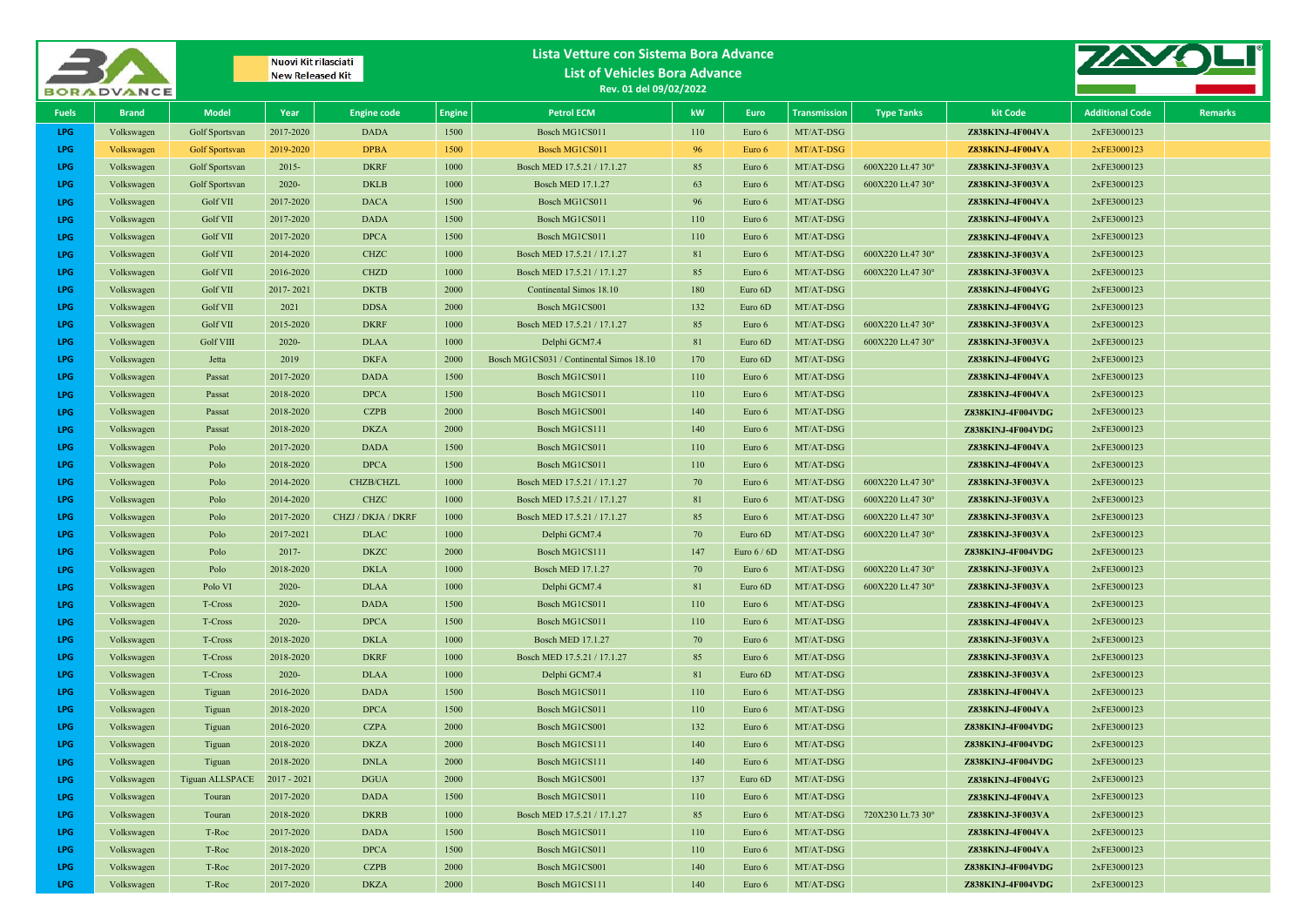Nuovi Kit rilasciati
New Released Kit

# Lista Vetture con Sistema Bora Advance
## List of Vehicles Bora Advance
Rev. 01 del 09/02/2022

| Fuels | Brand | Model | Year | Engine code | Engine | Petrol ECM | kW | Euro | Transmission | Type Tanks | kit Code | Additional Code | Remarks |
|---|---|---|---|---|---|---|---|---|---|---|---|---|---|
| LPG | Volkswagen | Golf Sportsvan | 2017-2020 | DADA | 1500 | Bosch MG1CS011 | 110 | Euro 6 | MT/AT-DSG | | Z838KINJ-4F004VA | 2xFE3000123 | |
| LPG | Volkswagen | Golf Sportsvan | 2019-2020 | DPBA | 1500 | Bosch MG1CS011 | 96 | Euro 6 | MT/AT-DSG | | Z838KINJ-4F004VA | 2xFE3000123 | |
| LPG | Volkswagen | Golf Sportsvan | 2015- | DKRF | 1000 | Bosch MED 17.5.21 / 17.1.27 | 85 | Euro 6 | MT/AT-DSG | 600X220 Lt.47 30° | Z838KINJ-3F003VA | 2xFE3000123 | |
| LPG | Volkswagen | Golf Sportsvan | 2020- | DKLB | 1000 | Bosch MED 17.1.27 | 63 | Euro 6 | MT/AT-DSG | 600X220 Lt.47 30° | Z838KINJ-3F003VA | 2xFE3000123 | |
| LPG | Volkswagen | Golf VII | 2017-2020 | DACA | 1500 | Bosch MG1CS011 | 96 | Euro 6 | MT/AT-DSG | | Z838KINJ-4F004VA | 2xFE3000123 | |
| LPG | Volkswagen | Golf VII | 2017-2020 | DADA | 1500 | Bosch MG1CS011 | 110 | Euro 6 | MT/AT-DSG | | Z838KINJ-4F004VA | 2xFE3000123 | |
| LPG | Volkswagen | Golf VII | 2017-2020 | DPCA | 1500 | Bosch MG1CS011 | 110 | Euro 6 | MT/AT-DSG | | Z838KINJ-4F004VA | 2xFE3000123 | |
| LPG | Volkswagen | Golf VII | 2014-2020 | CHZC | 1000 | Bosch MED 17.5.21 / 17.1.27 | 81 | Euro 6 | MT/AT-DSG | 600X220 Lt.47 30° | Z838KINJ-3F003VA | 2xFE3000123 | |
| LPG | Volkswagen | Golf VII | 2016-2020 | CHZD | 1000 | Bosch MED 17.5.21 / 17.1.27 | 85 | Euro 6 | MT/AT-DSG | 600X220 Lt.47 30° | Z838KINJ-3F003VA | 2xFE3000123 | |
| LPG | Volkswagen | Golf VII | 2017- 2021 | DKTB | 2000 | Continental Simos 18.10 | 180 | Euro 6D | MT/AT-DSG | | Z838KINJ-4F004VG | 2xFE3000123 | |
| LPG | Volkswagen | Golf VII | 2021 | DDSA | 2000 | Bosch MG1CS001 | 132 | Euro 6D | MT/AT-DSG | | Z838KINJ-4F004VG | 2xFE3000123 | |
| LPG | Volkswagen | Golf VII | 2015-2020 | DKRF | 1000 | Bosch MED 17.5.21 / 17.1.27 | 85 | Euro 6 | MT/AT-DSG | 600X220 Lt.47 30° | Z838KINJ-3F003VA | 2xFE3000123 | |
| LPG | Volkswagen | Golf VIII | 2020- | DLAA | 1000 | Delphi GCM7.4 | 81 | Euro 6D | MT/AT-DSG | 600X220 Lt.47 30° | Z838KINJ-3F003VA | 2xFE3000123 | |
| LPG | Volkswagen | Jetta | 2019 | DKFA | 2000 | Bosch MG1CS031 / Continental Simos 18.10 | 170 | Euro 6D | MT/AT-DSG | | Z838KINJ-4F004VG | 2xFE3000123 | |
| LPG | Volkswagen | Passat | 2017-2020 | DADA | 1500 | Bosch MG1CS011 | 110 | Euro 6 | MT/AT-DSG | | Z838KINJ-4F004VA | 2xFE3000123 | |
| LPG | Volkswagen | Passat | 2018-2020 | DPCA | 1500 | Bosch MG1CS011 | 110 | Euro 6 | MT/AT-DSG | | Z838KINJ-4F004VA | 2xFE3000123 | |
| LPG | Volkswagen | Passat | 2018-2020 | CZPB | 2000 | Bosch MG1CS001 | 140 | Euro 6 | MT/AT-DSG | | Z838KINJ-4F004VDG | 2xFE3000123 | |
| LPG | Volkswagen | Passat | 2018-2020 | DKZA | 2000 | Bosch MG1CS111 | 140 | Euro 6 | MT/AT-DSG | | Z838KINJ-4F004VDG | 2xFE3000123 | |
| LPG | Volkswagen | Polo | 2017-2020 | DADA | 1500 | Bosch MG1CS011 | 110 | Euro 6 | MT/AT-DSG | | Z838KINJ-4F004VA | 2xFE3000123 | |
| LPG | Volkswagen | Polo | 2018-2020 | DPCA | 1500 | Bosch MG1CS011 | 110 | Euro 6 | MT/AT-DSG | | Z838KINJ-4F004VA | 2xFE3000123 | |
| LPG | Volkswagen | Polo | 2014-2020 | CHZB/CHZL | 1000 | Bosch MED 17.5.21 / 17.1.27 | 70 | Euro 6 | MT/AT-DSG | 600X220 Lt.47 30° | Z838KINJ-3F003VA | 2xFE3000123 | |
| LPG | Volkswagen | Polo | 2014-2020 | CHZC | 1000 | Bosch MED 17.5.21 / 17.1.27 | 81 | Euro 6 | MT/AT-DSG | 600X220 Lt.47 30° | Z838KINJ-3F003VA | 2xFE3000123 | |
| LPG | Volkswagen | Polo | 2017-2020 | CHZJ / DKJA / DKRF | 1000 | Bosch MED 17.5.21 / 17.1.27 | 85 | Euro 6 | MT/AT-DSG | 600X220 Lt.47 30° | Z838KINJ-3F003VA | 2xFE3000123 | |
| LPG | Volkswagen | Polo | 2017-2021 | DLAC | 1000 | Delphi GCM7.4 | 70 | Euro 6D | MT/AT-DSG | 600X220 Lt.47 30° | Z838KINJ-3F003VA | 2xFE3000123 | |
| LPG | Volkswagen | Polo | 2017- | DKZC | 2000 | Bosch MG1CS111 | 147 | Euro 6 / 6D | MT/AT-DSG | | Z838KINJ-4F004VDG | 2xFE3000123 | |
| LPG | Volkswagen | Polo | 2018-2020 | DKLA | 1000 | Bosch MED 17.1.27 | 70 | Euro 6 | MT/AT-DSG | 600X220 Lt.47 30° | Z838KINJ-3F003VA | 2xFE3000123 | |
| LPG | Volkswagen | Polo VI | 2020- | DLAA | 1000 | Delphi GCM7.4 | 81 | Euro 6D | MT/AT-DSG | 600X220 Lt.47 30° | Z838KINJ-3F003VA | 2xFE3000123 | |
| LPG | Volkswagen | T-Cross | 2020- | DADA | 1500 | Bosch MG1CS011 | 110 | Euro 6 | MT/AT-DSG | | Z838KINJ-4F004VA | 2xFE3000123 | |
| LPG | Volkswagen | T-Cross | 2020- | DPCA | 1500 | Bosch MG1CS011 | 110 | Euro 6 | MT/AT-DSG | | Z838KINJ-4F004VA | 2xFE3000123 | |
| LPG | Volkswagen | T-Cross | 2018-2020 | DKLA | 1000 | Bosch MED 17.1.27 | 70 | Euro 6 | MT/AT-DSG | | Z838KINJ-3F003VA | 2xFE3000123 | |
| LPG | Volkswagen | T-Cross | 2018-2020 | DKRF | 1000 | Bosch MED 17.5.21 / 17.1.27 | 85 | Euro 6 | MT/AT-DSG | | Z838KINJ-3F003VA | 2xFE3000123 | |
| LPG | Volkswagen | T-Cross | 2020- | DLAA | 1000 | Delphi GCM7.4 | 81 | Euro 6D | MT/AT-DSG | | Z838KINJ-3F003VA | 2xFE3000123 | |
| LPG | Volkswagen | Tiguan | 2016-2020 | DADA | 1500 | Bosch MG1CS011 | 110 | Euro 6 | MT/AT-DSG | | Z838KINJ-4F004VA | 2xFE3000123 | |
| LPG | Volkswagen | Tiguan | 2018-2020 | DPCA | 1500 | Bosch MG1CS011 | 110 | Euro 6 | MT/AT-DSG | | Z838KINJ-4F004VA | 2xFE3000123 | |
| LPG | Volkswagen | Tiguan | 2016-2020 | CZPA | 2000 | Bosch MG1CS001 | 132 | Euro 6 | MT/AT-DSG | | Z838KINJ-4F004VDG | 2xFE3000123 | |
| LPG | Volkswagen | Tiguan | 2018-2020 | DKZA | 2000 | Bosch MG1CS111 | 140 | Euro 6 | MT/AT-DSG | | Z838KINJ-4F004VDG | 2xFE3000123 | |
| LPG | Volkswagen | Tiguan | 2018-2020 | DNLA | 2000 | Bosch MG1CS111 | 140 | Euro 6 | MT/AT-DSG | | Z838KINJ-4F004VDG | 2xFE3000123 | |
| LPG | Volkswagen | Tiguan ALLSPACE | 2017 - 2021 | DGUA | 2000 | Bosch MG1CS001 | 137 | Euro 6D | MT/AT-DSG | | Z838KINJ-4F004VG | 2xFE3000123 | |
| LPG | Volkswagen | Touran | 2017-2020 | DADA | 1500 | Bosch MG1CS011 | 110 | Euro 6 | MT/AT-DSG | | Z838KINJ-4F004VA | 2xFE3000123 | |
| LPG | Volkswagen | Touran | 2018-2020 | DKRB | 1000 | Bosch MED 17.5.21 / 17.1.27 | 85 | Euro 6 | MT/AT-DSG | 720X230 Lt.73 30° | Z838KINJ-3F003VA | 2xFE3000123 | |
| LPG | Volkswagen | T-Roc | 2017-2020 | DADA | 1500 | Bosch MG1CS011 | 110 | Euro 6 | MT/AT-DSG | | Z838KINJ-4F004VA | 2xFE3000123 | |
| LPG | Volkswagen | T-Roc | 2018-2020 | DPCA | 1500 | Bosch MG1CS011 | 110 | Euro 6 | MT/AT-DSG | | Z838KINJ-4F004VA | 2xFE3000123 | |
| LPG | Volkswagen | T-Roc | 2017-2020 | CZPB | 2000 | Bosch MG1CS001 | 140 | Euro 6 | MT/AT-DSG | | Z838KINJ-4F004VDG | 2xFE3000123 | |
| LPG | Volkswagen | T-Roc | 2017-2020 | DKZA | 2000 | Bosch MG1CS111 | 140 | Euro 6 | MT/AT-DSG | | Z838KINJ-4F004VDG | 2xFE3000123 | |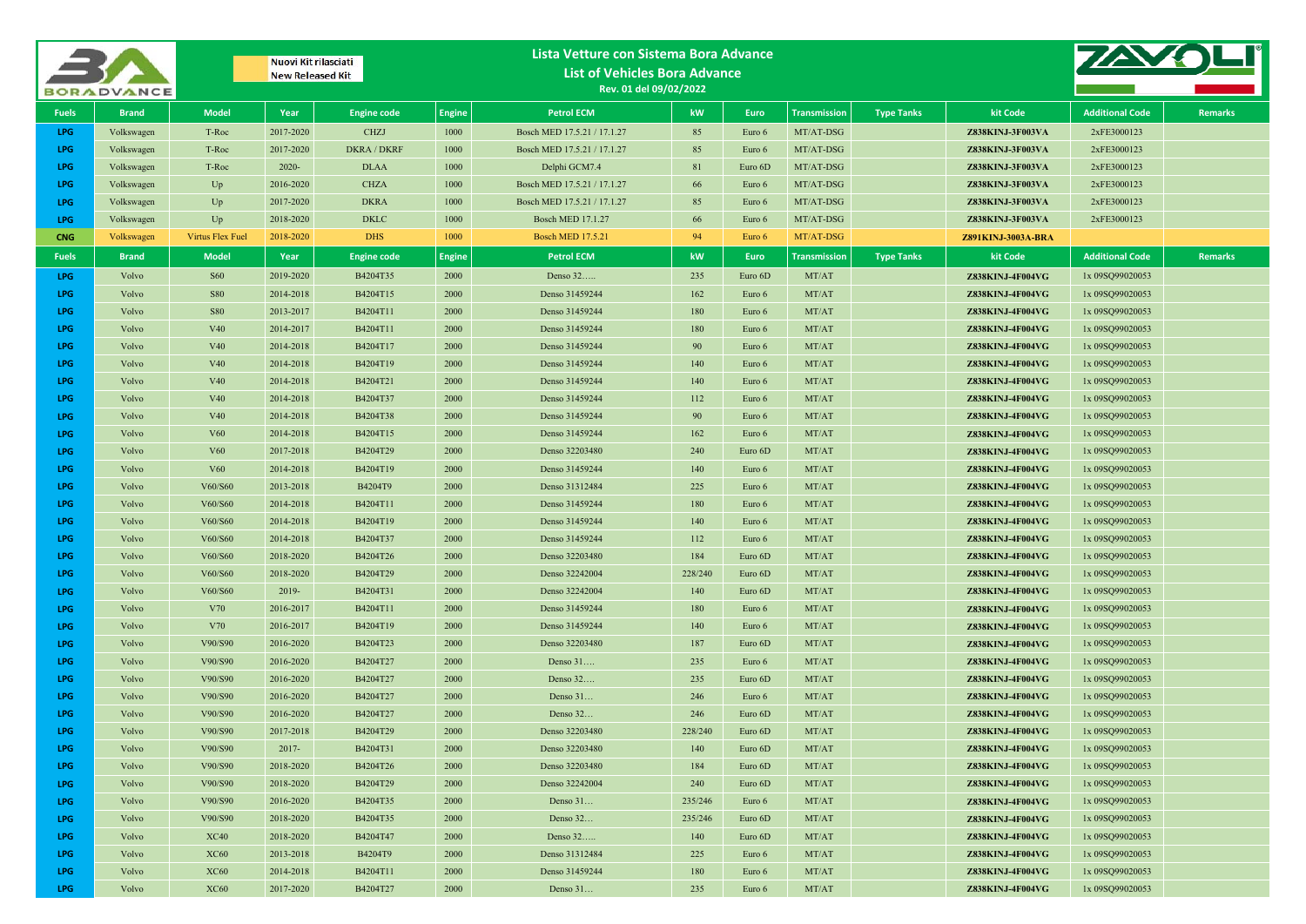Nuovi Kit rilasciati
New Released Kit

# Lista Vetture con Sistema Bora Advance
## List of Vehicles Bora Advance
Rev. 01 del 09/02/2022

| Fuels | Brand | Model | Year | Engine code | Engine | Petrol ECM | kW | Euro | Transmission | Type Tanks | kit Code | Additional Code | Remarks |
|---|---|---|---|---|---|---|---|---|---|---|---|---|---|
| LPG | Volkswagen | T-Roc | 2017-2020 | CHZJ | 1000 | Bosch MED 17.5.21 / 17.1.27 | 85 | Euro 6 | MT/AT-DSG | | Z838KINJ-3F003VA | 2xFE3000123 | |
| LPG | Volkswagen | T-Roc | 2017-2020 | DKRA / DKRF | 1000 | Bosch MED 17.5.21 / 17.1.27 | 85 | Euro 6 | MT/AT-DSG | | Z838KINJ-3F003VA | 2xFE3000123 | |
| LPG | Volkswagen | T-Roc | 2020- | DLAA | 1000 | Delphi GCM7.4 | 81 | Euro 6D | MT/AT-DSG | | Z838KINJ-3F003VA | 2xFE3000123 | |
| LPG | Volkswagen | Up | 2016-2020 | CHZA | 1000 | Bosch MED 17.5.21 / 17.1.27 | 66 | Euro 6 | MT/AT-DSG | | Z838KINJ-3F003VA | 2xFE3000123 | |
| LPG | Volkswagen | Up | 2017-2020 | DKRA | 1000 | Bosch MED 17.5.21 / 17.1.27 | 85 | Euro 6 | MT/AT-DSG | | Z838KINJ-3F003VA | 2xFE3000123 | |
| LPG | Volkswagen | Up | 2018-2020 | DKLC | 1000 | Bosch MED 17.1.27 | 66 | Euro 6 | MT/AT-DSG | | Z838KINJ-3F003VA | 2xFE3000123 | |
| CNG | Volkswagen | Virtus Flex Fuel | 2018-2020 | DHS | 1000 | Bosch MED 17.5.21 | 94 | Euro 6 | MT/AT-DSG | | Z891KINJ-3003A-BRA | | |
| **Fuels** | **Brand** | **Model** | **Year** | **Engine code** | **Engine** | **Petrol ECM** | **kW** | **Euro** | **Transmission** | **Type Tanks** | **kit Code** | **Additional Code** | **Remarks** |
| LPG | Volvo | S60 | 2019-2020 | B4204T35 | 2000 | Denso 32….. | 235 | Euro 6D | MT/AT | | Z838KINJ-4F004VG | 1x 09SQ99020053 | |
| LPG | Volvo | S80 | 2014-2018 | B4204T15 | 2000 | Denso 31459244 | 162 | Euro 6 | MT/AT | | Z838KINJ-4F004VG | 1x 09SQ99020053 | |
| LPG | Volvo | S80 | 2013-2017 | B4204T11 | 2000 | Denso 31459244 | 180 | Euro 6 | MT/AT | | Z838KINJ-4F004VG | 1x 09SQ99020053 | |
| LPG | Volvo | V40 | 2014-2017 | B4204T11 | 2000 | Denso 31459244 | 180 | Euro 6 | MT/AT | | Z838KINJ-4F004VG | 1x 09SQ99020053 | |
| LPG | Volvo | V40 | 2014-2018 | B4204T17 | 2000 | Denso 31459244 | 90 | Euro 6 | MT/AT | | Z838KINJ-4F004VG | 1x 09SQ99020053 | |
| LPG | Volvo | V40 | 2014-2018 | B4204T19 | 2000 | Denso 31459244 | 140 | Euro 6 | MT/AT | | Z838KINJ-4F004VG | 1x 09SQ99020053 | |
| LPG | Volvo | V40 | 2014-2018 | B4204T21 | 2000 | Denso 31459244 | 140 | Euro 6 | MT/AT | | Z838KINJ-4F004VG | 1x 09SQ99020053 | |
| LPG | Volvo | V40 | 2014-2018 | B4204T37 | 2000 | Denso 31459244 | 112 | Euro 6 | MT/AT | | Z838KINJ-4F004VG | 1x 09SQ99020053 | |
| LPG | Volvo | V40 | 2014-2018 | B4204T38 | 2000 | Denso 31459244 | 90 | Euro 6 | MT/AT | | Z838KINJ-4F004VG | 1x 09SQ99020053 | |
| LPG | Volvo | V60 | 2014-2018 | B4204T15 | 2000 | Denso 31459244 | 162 | Euro 6 | MT/AT | | Z838KINJ-4F004VG | 1x 09SQ99020053 | |
| LPG | Volvo | V60 | 2017-2018 | B4204T29 | 2000 | Denso 32203480 | 240 | Euro 6D | MT/AT | | Z838KINJ-4F004VG | 1x 09SQ99020053 | |
| LPG | Volvo | V60 | 2014-2018 | B4204T19 | 2000 | Denso 31459244 | 140 | Euro 6 | MT/AT | | Z838KINJ-4F004VG | 1x 09SQ99020053 | |
| LPG | Volvo | V60/S60 | 2013-2018 | B4204T9 | 2000 | Denso 31312484 | 225 | Euro 6 | MT/AT | | Z838KINJ-4F004VG | 1x 09SQ99020053 | |
| LPG | Volvo | V60/S60 | 2014-2018 | B4204T11 | 2000 | Denso 31459244 | 180 | Euro 6 | MT/AT | | Z838KINJ-4F004VG | 1x 09SQ99020053 | |
| LPG | Volvo | V60/S60 | 2014-2018 | B4204T19 | 2000 | Denso 31459244 | 140 | Euro 6 | MT/AT | | Z838KINJ-4F004VG | 1x 09SQ99020053 | |
| LPG | Volvo | V60/S60 | 2014-2018 | B4204T37 | 2000 | Denso 31459244 | 112 | Euro 6 | MT/AT | | Z838KINJ-4F004VG | 1x 09SQ99020053 | |
| LPG | Volvo | V60/S60 | 2018-2020 | B4204T26 | 2000 | Denso 32203480 | 184 | Euro 6D | MT/AT | | Z838KINJ-4F004VG | 1x 09SQ99020053 | |
| LPG | Volvo | V60/S60 | 2018-2020 | B4204T29 | 2000 | Denso 32242004 | 228/240 | Euro 6D | MT/AT | | Z838KINJ-4F004VG | 1x 09SQ99020053 | |
| LPG | Volvo | V60/S60 | 2019- | B4204T31 | 2000 | Denso 32242004 | 140 | Euro 6D | MT/AT | | Z838KINJ-4F004VG | 1x 09SQ99020053 | |
| LPG | Volvo | V70 | 2016-2017 | B4204T11 | 2000 | Denso 31459244 | 180 | Euro 6 | MT/AT | | Z838KINJ-4F004VG | 1x 09SQ99020053 | |
| LPG | Volvo | V70 | 2016-2017 | B4204T19 | 2000 | Denso 31459244 | 140 | Euro 6 | MT/AT | | Z838KINJ-4F004VG | 1x 09SQ99020053 | |
| LPG | Volvo | V90/S90 | 2016-2020 | B4204T23 | 2000 | Denso 32203480 | 187 | Euro 6D | MT/AT | | Z838KINJ-4F004VG | 1x 09SQ99020053 | |
| LPG | Volvo | V90/S90 | 2016-2020 | B4204T27 | 2000 | Denso 31…. | 235 | Euro 6 | MT/AT | | Z838KINJ-4F004VG | 1x 09SQ99020053 | |
| LPG | Volvo | V90/S90 | 2016-2020 | B4204T27 | 2000 | Denso 32…. | 235 | Euro 6D | MT/AT | | Z838KINJ-4F004VG | 1x 09SQ99020053 | |
| LPG | Volvo | V90/S90 | 2016-2020 | B4204T27 | 2000 | Denso 31… | 246 | Euro 6 | MT/AT | | Z838KINJ-4F004VG | 1x 09SQ99020053 | |
| LPG | Volvo | V90/S90 | 2016-2020 | B4204T27 | 2000 | Denso 32… | 246 | Euro 6D | MT/AT | | Z838KINJ-4F004VG | 1x 09SQ99020053 | |
| LPG | Volvo | V90/S90 | 2017-2018 | B4204T29 | 2000 | Denso 32203480 | 228/240 | Euro 6D | MT/AT | | Z838KINJ-4F004VG | 1x 09SQ99020053 | |
| LPG | Volvo | V90/S90 | 2017- | B4204T31 | 2000 | Denso 32203480 | 140 | Euro 6D | MT/AT | | Z838KINJ-4F004VG | 1x 09SQ99020053 | |
| LPG | Volvo | V90/S90 | 2018-2020 | B4204T26 | 2000 | Denso 32203480 | 184 | Euro 6D | MT/AT | | Z838KINJ-4F004VG | 1x 09SQ99020053 | |
| LPG | Volvo | V90/S90 | 2018-2020 | B4204T29 | 2000 | Denso 32242004 | 240 | Euro 6D | MT/AT | | Z838KINJ-4F004VG | 1x 09SQ99020053 | |
| LPG | Volvo | V90/S90 | 2016-2020 | B4204T35 | 2000 | Denso 31… | 235/246 | Euro 6 | MT/AT | | Z838KINJ-4F004VG | 1x 09SQ99020053 | |
| LPG | Volvo | V90/S90 | 2018-2020 | B4204T35 | 2000 | Denso 32… | 235/246 | Euro 6D | MT/AT | | Z838KINJ-4F004VG | 1x 09SQ99020053 | |
| LPG | Volvo | XC40 | 2018-2020 | B4204T47 | 2000 | Denso 32….. | 140 | Euro 6D | MT/AT | | Z838KINJ-4F004VG | 1x 09SQ99020053 | |
| LPG | Volvo | XC60 | 2013-2018 | B4204T9 | 2000 | Denso 31312484 | 225 | Euro 6 | MT/AT | | Z838KINJ-4F004VG | 1x 09SQ99020053 | |
| LPG | Volvo | XC60 | 2014-2018 | B4204T11 | 2000 | Denso 31459244 | 180 | Euro 6 | MT/AT | | Z838KINJ-4F004VG | 1x 09SQ99020053 | |
| LPG | Volvo | XC60 | 2017-2020 | B4204T27 | 2000 | Denso 31… | 235 | Euro 6 | MT/AT | | Z838KINJ-4F004VG | 1x 09SQ99020053 | |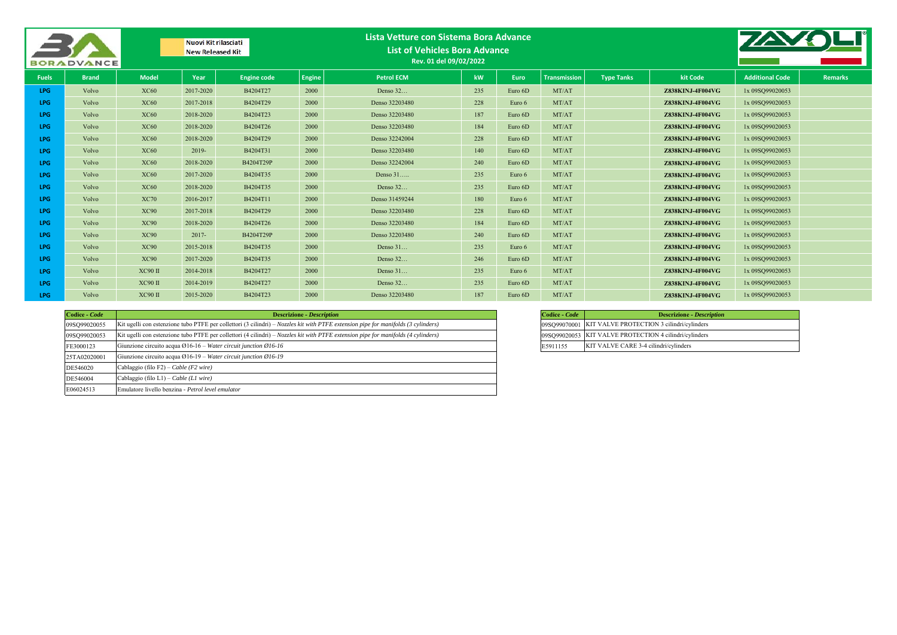BORADVANCE

Nuovi Kit rilasciati
New Released Kit

# Lista Vetture con Sistema Bora Advance
## List of Vehicles Bora Advance
Rev. 01 del 09/02/2022

ZAVOLI

| Fuels | Brand | Model | Year | Engine code | Engine | Petrol ECM | kW | Euro | Transmission | Type Tanks | kit Code | Additional Code | Remarks |
|---|---|---|---|---|---|---|---|---|---|---|---|---|---|
| LPG | Volvo | XC60 | 2017-2020 | B4204T27 | 2000 | Denso 32… | 235 | Euro 6D | MT/AT | | Z838KINJ-4F004VG | 1x 09SQ99020053 | |
| LPG | Volvo | XC60 | 2017-2018 | B4204T29 | 2000 | Denso 32203480 | 228 | Euro 6 | MT/AT | | Z838KINJ-4F004VG | 1x 09SQ99020053 | |
| LPG | Volvo | XC60 | 2018-2020 | B4204T23 | 2000 | Denso 32203480 | 187 | Euro 6D | MT/AT | | Z838KINJ-4F004VG | 1x 09SQ99020053 | |
| LPG | Volvo | XC60 | 2018-2020 | B4204T26 | 2000 | Denso 32203480 | 184 | Euro 6D | MT/AT | | Z838KINJ-4F004VG | 1x 09SQ99020053 | |
| LPG | Volvo | XC60 | 2018-2020 | B4204T29 | 2000 | Denso 32242004 | 228 | Euro 6D | MT/AT | | Z838KINJ-4F004VG | 1x 09SQ99020053 | |
| LPG | Volvo | XC60 | 2019- | B4204T31 | 2000 | Denso 32203480 | 140 | Euro 6D | MT/AT | | Z838KINJ-4F004VG | 1x 09SQ99020053 | |
| LPG | Volvo | XC60 | 2018-2020 | B4204T29P | 2000 | Denso 32242004 | 240 | Euro 6D | MT/AT | | Z838KINJ-4F004VG | 1x 09SQ99020053 | |
| LPG | Volvo | XC60 | 2017-2020 | B4204T35 | 2000 | Denso 31….. | 235 | Euro 6 | MT/AT | | Z838KINJ-4F004VG | 1x 09SQ99020053 | |
| LPG | Volvo | XC60 | 2018-2020 | B4204T35 | 2000 | Denso 32… | 235 | Euro 6D | MT/AT | | Z838KINJ-4F004VG | 1x 09SQ99020053 | |
| LPG | Volvo | XC70 | 2016-2017 | B4204T11 | 2000 | Denso 31459244 | 180 | Euro 6 | MT/AT | | Z838KINJ-4F004VG | 1x 09SQ99020053 | |
| LPG | Volvo | XC90 | 2017-2018 | B4204T29 | 2000 | Denso 32203480 | 228 | Euro 6D | MT/AT | | Z838KINJ-4F004VG | 1x 09SQ99020053 | |
| LPG | Volvo | XC90 | 2018-2020 | B4204T26 | 2000 | Denso 32203480 | 184 | Euro 6D | MT/AT | | Z838KINJ-4F004VG | 1x 09SQ99020053 | |
| LPG | Volvo | XC90 | 2017- | B4204T29P | 2000 | Denso 32203480 | 240 | Euro 6D | MT/AT | | Z838KINJ-4F004VG | 1x 09SQ99020053 | |
| LPG | Volvo | XC90 | 2015-2018 | B4204T35 | 2000 | Denso 31… | 235 | Euro 6 | MT/AT | | Z838KINJ-4F004VG | 1x 09SQ99020053 | |
| LPG | Volvo | XC90 | 2017-2020 | B4204T35 | 2000 | Denso 32… | 246 | Euro 6D | MT/AT | | Z838KINJ-4F004VG | 1x 09SQ99020053 | |
| LPG | Volvo | XC90 II | 2014-2018 | B4204T27 | 2000 | Denso 31… | 235 | Euro 6 | MT/AT | | Z838KINJ-4F004VG | 1x 09SQ99020053 | |
| LPG | Volvo | XC90 II | 2014-2019 | B4204T27 | 2000 | Denso 32… | 235 | Euro 6D | MT/AT | | Z838KINJ-4F004VG | 1x 09SQ99020053 | |
| LPG | Volvo | XC90 II | 2015-2020 | B4204T23 | 2000 | Denso 32203480 | 187 | Euro 6D | MT/AT | | Z838KINJ-4F004VG | 1x 09SQ99020053 | |

| Codice - *Code* | Descrizione - *Description* |
|---|---|
| 09SQ99020055 | Kit ugelli con estenzione tubo PTFE per collettori (3 cilindri) – *Nozzles kit with PTFE extension pipe for manifolds (3 cylinders)* |
| 09SQ99020053 | Kit ugelli con estenzione tubo PTFE per collettori (4 cilindri) – *Nozzles kit with PTFE extension pipe for manifolds (4 cylinders)* |
| FE3000123 | Giunzione circuito acqua Ø16-16 – *Water circuit junction Ø16-16* |
| 25TA02020001 | Giunzione circuito acqua Ø16-19 – *Water circuit junction Ø16-19* |
| DE546020 | Cablaggio (filo F2) – *Cable (F2 wire)* |
| DE546004 | Cablaggio (filo L1) – *Cable (L1 wire)* |
| E06024513 | Emulatore livello benzina - *Petrol level emulator* |

| Codice - *Code* | Descrizione - *Description* |
|---|---|
| 09SQ99070001 | KIT VALVE PROTECTION 3 cilindri/cylinders |
| 09SQ99020053 | KIT VALVE PROTECTION 4 cilindri/cylinders |
| E5911155 | KIT VALVE CARE 3-4 cilindri/cylinders |